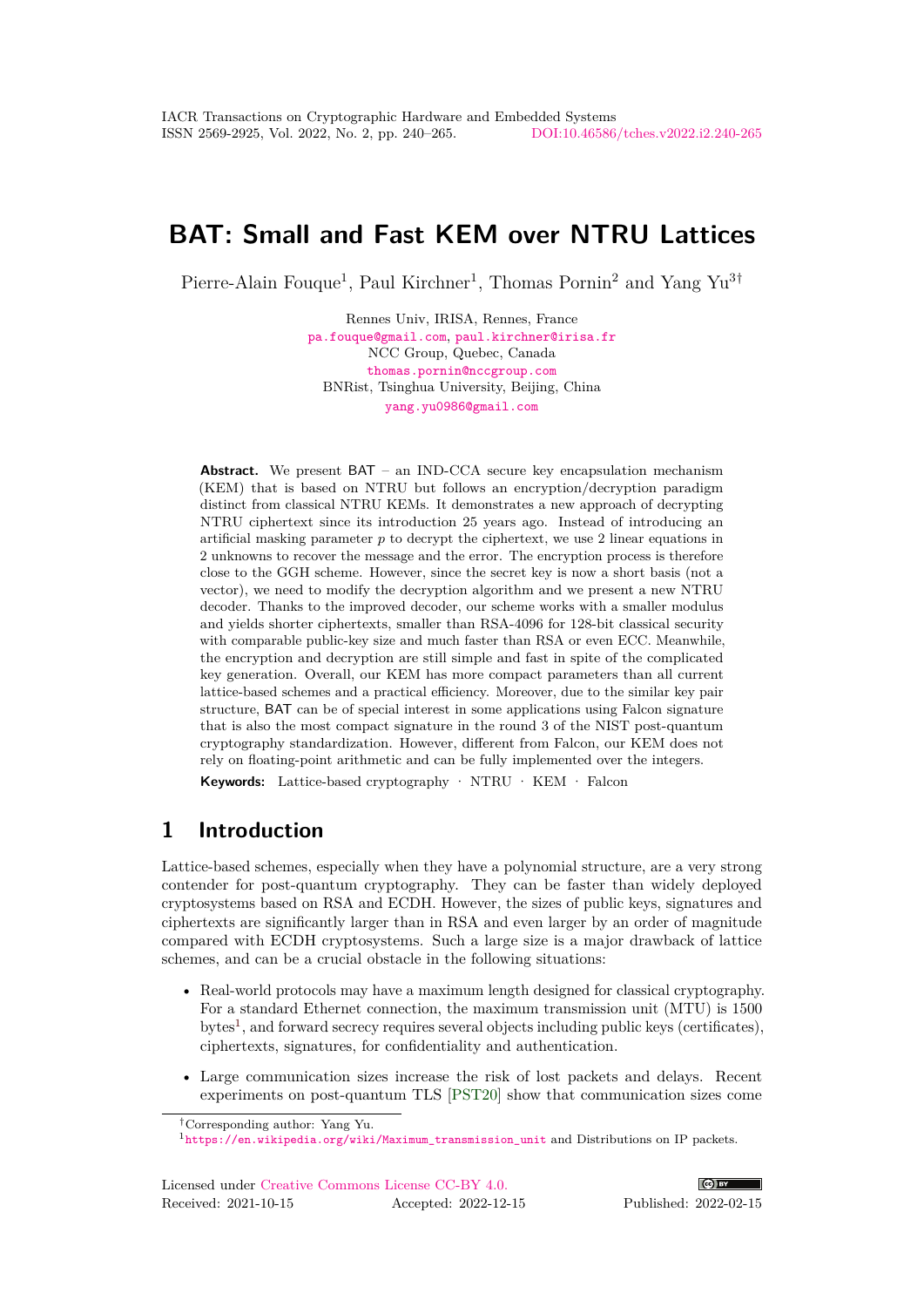# BAT: Small and Fast KEM over NTRU Lattices

Pierre-Alain Fouque[1], Paul Kirchner[1], Thomas Pornin[2] and Yang Yu[3†]

Rennes Univ, IRISA, Rennes, France
pa.fouque@gmail.com, paul.kirchner@irisa.fr
NCC Group, Quebec, Canada
thomas.pornin@nccgroup.com
BNRist, Tsinghua University, Beijing, China
yang.yu0986@gmail.com

**Abstract.** We present BAT – an IND-CCA secure key encapsulation mechanism (KEM) that is based on NTRU but follows an encryption/decryption paradigm distinct from classical NTRU KEMs. It demonstrates a new approach of decrypting NTRU ciphertext since its introduction 25 years ago. Instead of introducing an artificial masking parameter $p$ to decrypt the ciphertext, we use 2 linear equations in 2 unknowns to recover the message and the error. The encryption process is therefore close to the GGH scheme. However, since the secret key is now a short basis (not a vector), we need to modify the decryption algorithm and we present a new NTRU decoder. Thanks to the improved decoder, our scheme works with a smaller modulus and yields shorter ciphertexts, smaller than RSA-4096 for 128-bit classical security with comparable public-key size and much faster than RSA or even ECC. Meanwhile, the encryption and decryption are still simple and fast in spite of the complicated key generation. Overall, our KEM has more compact parameters than all current lattice-based schemes and a practical efficiency. Moreover, due to the similar key pair structure, BAT can be of special interest in some applications using Falcon signature that is also the most compact signature in the round 3 of the NIST post-quantum cryptography standardization. However, different from Falcon, our KEM does not rely on floating-point arithmetic and can be fully implemented over the integers.

**Keywords:** Lattice-based cryptography · NTRU · KEM · Falcon

## 1 Introduction

Lattice-based schemes, especially when they have a polynomial structure, are a very strong contender for post-quantum cryptography. They can be faster than widely deployed cryptosystems based on RSA and ECDH. However, the sizes of public keys, signatures and ciphertexts are significantly larger than in RSA and even larger by an order of magnitude compared with ECDH cryptosystems. Such a large size is a major drawback of lattice schemes, and can be a crucial obstacle in the following situations:

- Real-world protocols may have a maximum length designed for classical cryptography. For a standard Ethernet connection, the maximum transmission unit (MTU) is 1500 bytes[1], and forward secrecy requires several objects including public keys (certificates), ciphertexts, signatures, for confidentiality and authentication.
- Large communication sizes increase the risk of lost packets and delays. Recent experiments on post-quantum TLS [PST20] show that communication sizes come

†Corresponding author: Yang Yu.
[1] https://en.wikipedia.org/wiki/Maximum_transmission_unit and Distributions on IP packets.

Licensed under Creative Commons License CC-BY 4.0.
Received: 2021-10-15 Accepted: 2022-12-15 Published: 2022-02-15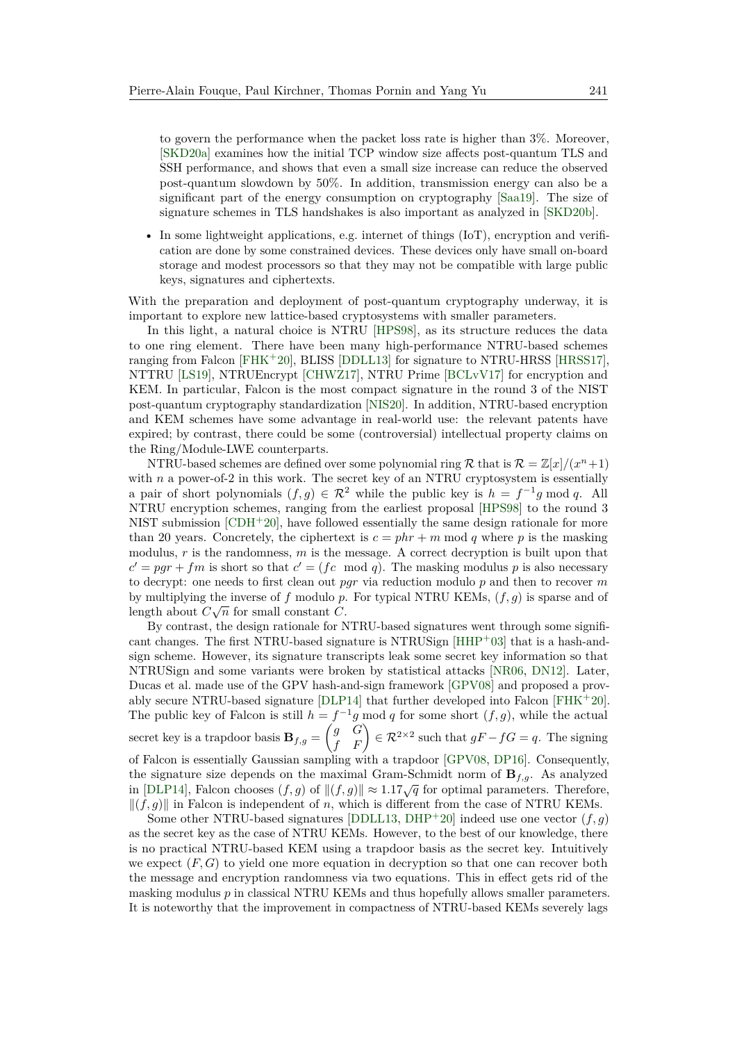to govern the performance when the packet loss rate is higher than 3%. Moreover, [SKD20a] examines how the initial TCP window size affects post-quantum TLS and SSH performance, and shows that even a small size increase can reduce the observed post-quantum slowdown by 50%. In addition, transmission energy can also be a significant part of the energy consumption on cryptography [Saa19]. The size of signature schemes in TLS handshakes is also important as analyzed in [SKD20b].

- In some lightweight applications, e.g. internet of things (IoT), encryption and verification are done by some constrained devices. These devices only have small on-board storage and modest processors so that they may not be compatible with large public keys, signatures and ciphertexts.

With the preparation and deployment of post-quantum cryptography underway, it is important to explore new lattice-based cryptosystems with smaller parameters.

In this light, a natural choice is NTRU [HPS98], as its structure reduces the data to one ring element. There have been many high-performance NTRU-based schemes ranging from Falcon [FHK+20], BLISS [DDLL13] for signature to NTRU-HRSS [HRSS17], NTTRU [LS19], NTRUEncrypt [CHWZ17], NTRU Prime [BCLvV17] for encryption and KEM. In particular, Falcon is the most compact signature in the round 3 of the NIST post-quantum cryptography standardization [NIS20]. In addition, NTRU-based encryption and KEM schemes have some advantage in real-world use: the relevant patents have expired; by contrast, there could be some (controversial) intellectual property claims on the Ring/Module-LWE counterparts.

NTRU-based schemes are defined over some polynomial ring $\mathcal{R}$ that is $\mathcal{R} = \mathbb{Z}[x]/(x^n + 1)$ with $n$ a power-of-2 in this work. The secret key of an NTRU cryptosystem is essentially a pair of short polynomials $(f, g) \in \mathcal{R}^2$ while the public key is $h = f^{-1}g \bmod q$. All NTRU encryption schemes, ranging from the earliest proposal [HPS98] to the round 3 NIST submission [CDH+20], have followed essentially the same design rationale for more than 20 years. Concretely, the ciphertext is $c = phr + m \bmod q$ where $p$ is the masking modulus, $r$ is the randomness, $m$ is the message. A correct decryption is built upon that $c' = pgr + fm$ is short so that $c' = (fc \mod q)$. The masking modulus $p$ is also necessary to decrypt: one needs to first clean out $pgr$ via reduction modulo $p$ and then to recover $m$ by multiplying the inverse of $f$ modulo $p$. For typical NTRU KEMs, $(f, g)$ is sparse and of length about $C\sqrt{n}$ for small constant $C$.

By contrast, the design rationale for NTRU-based signatures went through some significant changes. The first NTRU-based signature is NTRUSign [HHP+03] that is a hash-and-sign scheme. However, its signature transcripts leak some secret key information so that NTRUSign and some variants were broken by statistical attacks [NR06, DN12]. Later, Ducas et al. made use of the GPV hash-and-sign framework [GPV08] and proposed a provably secure NTRU-based signature [DLP14] that further developed into Falcon [FHK+20]. The public key of Falcon is still $h = f^{-1}g \bmod q$ for some short $(f, g)$, while the actual secret key is a trapdoor basis $\mathbf{B}_{f,g} = \begin{pmatrix} g & G \\ f & F \end{pmatrix} \in \mathcal{R}^{2\times 2}$ such that $gF - fG = q$. The signing of Falcon is essentially Gaussian sampling with a trapdoor [GPV08, DP16]. Consequently, the signature size depends on the maximal Gram-Schmidt norm of $\mathbf{B}_{f,g}$. As analyzed in [DLP14], Falcon chooses $(f, g)$ of $\|(f, g)\| \approx 1.17\sqrt{q}$ for optimal parameters. Therefore, $\|(f, g)\|$ in Falcon is independent of $n$, which is different from the case of NTRU KEMs.

Some other NTRU-based signatures [DDLL13, DHP+20] indeed use one vector $(f, g)$ as the secret key as the case of NTRU KEMs. However, to the best of our knowledge, there is no practical NTRU-based KEM using a trapdoor basis as the secret key. Intuitively we expect $(F, G)$ to yield one more equation in decryption so that one can recover both the message and encryption randomness via two equations. This in effect gets rid of the masking modulus $p$ in classical NTRU KEMs and thus hopefully allows smaller parameters. It is noteworthy that the improvement in compactness of NTRU-based KEMs severely lags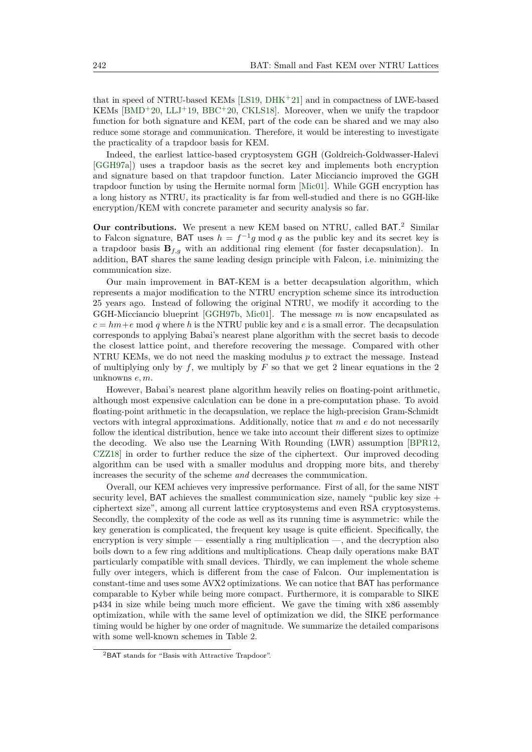that in speed of NTRU-based KEMs [LS19, DHK+21] and in compactness of LWE-based KEMs [BMD+20, LLJ+19, BBC+20, CKLS18]. Moreover, when we unify the trapdoor function for both signature and KEM, part of the code can be shared and we may also reduce some storage and communication. Therefore, it would be interesting to investigate the practicality of a trapdoor basis for KEM.

Indeed, the earliest lattice-based cryptosystem GGH (Goldreich-Goldwasser-Halevi [GGH97a]) uses a trapdoor basis as the secret key and implements both encryption and signature based on that trapdoor function. Later Micciancio improved the GGH trapdoor function by using the Hermite normal form [Mic01]. While GGH encryption has a long history as NTRU, its practicality is far from well-studied and there is no GGH-like encryption/KEM with concrete parameter and security analysis so far.

**Our contributions.** We present a new KEM based on NTRU, called BAT.[2] Similar to Falcon signature, BAT uses $h = f^{-1}g \bmod q$ as the public key and its secret key is a trapdoor basis $\mathbf{B}_{f,g}$ with an additional ring element (for faster decapsulation). In addition, BAT shares the same leading design principle with Falcon, i.e. minimizing the communication size.

Our main improvement in BAT-KEM is a better decapsulation algorithm, which represents a major modification to the NTRU encryption scheme since its introduction 25 years ago. Instead of following the original NTRU, we modify it according to the GGH-Micciancio blueprint [GGH97b, Mic01]. The message $m$ is now encapsulated as $c = hm + e \bmod q$ where $h$ is the NTRU public key and $e$ is a small error. The decapsulation corresponds to applying Babai's nearest plane algorithm with the secret basis to decode the closest lattice point, and therefore recovering the message. Compared with other NTRU KEMs, we do not need the masking modulus $p$ to extract the message. Instead of multiplying only by $f$, we multiply by $F$ so that we get 2 linear equations in the 2 unknowns $e, m$.

However, Babai's nearest plane algorithm heavily relies on floating-point arithmetic, although most expensive calculation can be done in a pre-computation phase. To avoid floating-point arithmetic in the decapsulation, we replace the high-precision Gram-Schmidt vectors with integral approximations. Additionally, notice that $m$ and $e$ do not necessarily follow the identical distribution, hence we take into account their different sizes to optimize the decoding. We also use the Learning With Rounding (LWR) assumption [BPR12, CZZ18] in order to further reduce the size of the ciphertext. Our improved decoding algorithm can be used with a smaller modulus and dropping more bits, and thereby increases the security of the scheme *and* decreases the communication.

Overall, our KEM achieves very impressive performance. First of all, for the same NIST security level, BAT achieves the smallest communication size, namely "public key size + ciphertext size", among all current lattice cryptosystems and even RSA cryptosystems. Secondly, the complexity of the code as well as its running time is asymmetric: while the key generation is complicated, the frequent key usage is quite efficient. Specifically, the encryption is very simple — essentially a ring multiplication —, and the decryption also boils down to a few ring additions and multiplications. Cheap daily operations make BAT particularly compatible with small devices. Thirdly, we can implement the whole scheme fully over integers, which is different from the case of Falcon. Our implementation is constant-time and uses some AVX2 optimizations. We can notice that BAT has performance comparable to Kyber while being more compact. Furthermore, it is comparable to SIKE p434 in size while being much more efficient. We gave the timing with x86 assembly optimization, while with the same level of optimization we did, the SIKE performance timing would be higher by one order of magnitude. We summarize the detailed comparisons with some well-known schemes in Table 2.

[2] BAT stands for "Basis with Attractive Trapdoor".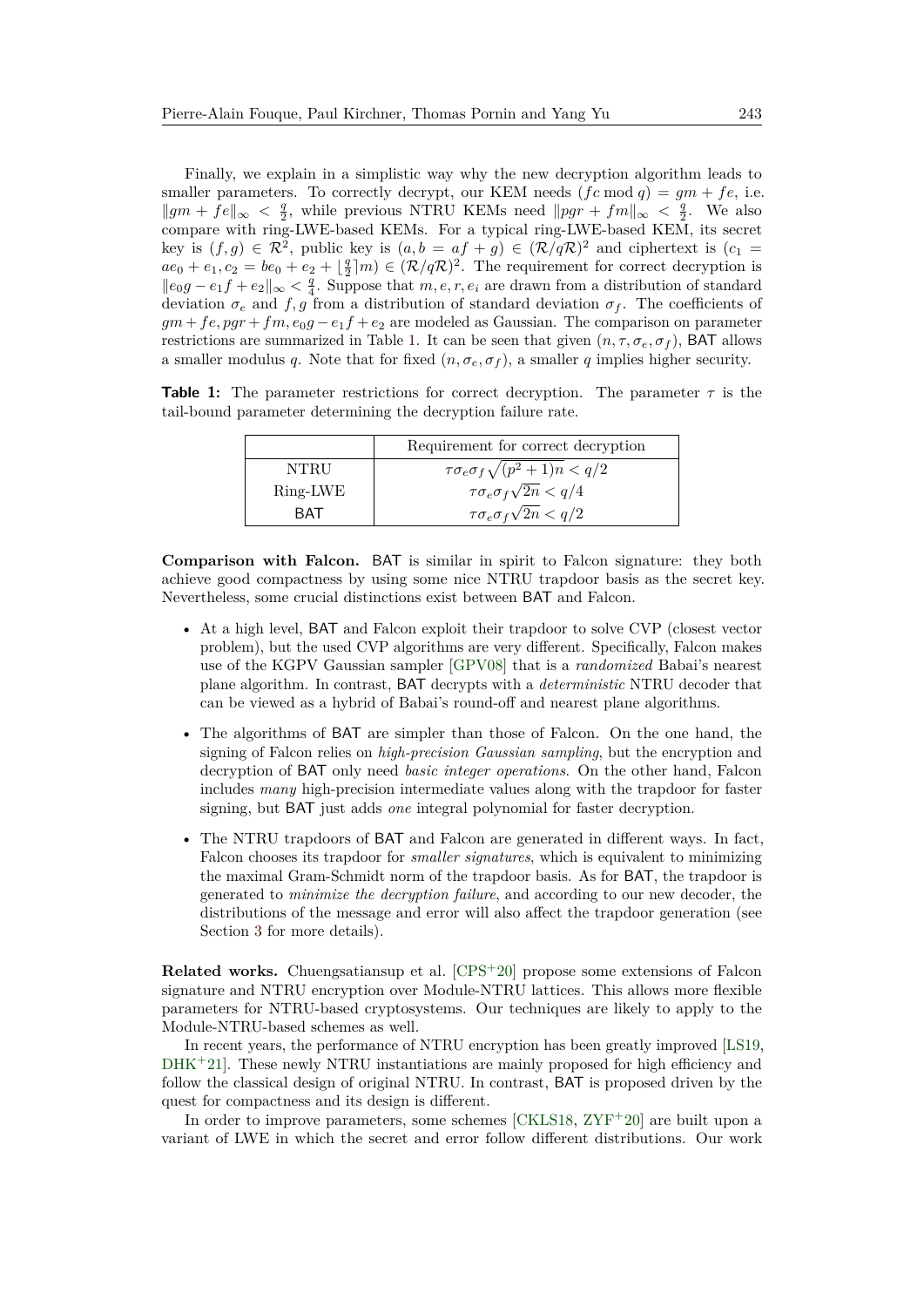Finally, we explain in a simplistic way why the new decryption algorithm leads to smaller parameters. To correctly decrypt, our KEM needs $(fc \bmod q) = gm + fe$, i.e. $\|gm + fe\|_\infty < \frac{q}{2}$, while previous NTRU KEMs need $\|pgr + fm\|_\infty < \frac{q}{2}$. We also compare with ring-LWE-based KEMs. For a typical ring-LWE-based KEM, its secret key is $(f, g) \in \mathcal{R}^2$, public key is $(a, b = af + g) \in (\mathcal{R}/q\mathcal{R})^2$ and ciphertext is $(c_1 = ae_0 + e_1, c_2 = be_0 + e_2 + \lfloor \frac{q}{2} \rceil m) \in (\mathcal{R}/q\mathcal{R})^2$. The requirement for correct decryption is $\|e_0 g - e_1 f + e_2\|_\infty < \frac{q}{4}$. Suppose that $m, e, r, e_i$ are drawn from a distribution of standard deviation $\sigma_e$ and $f, g$ from a distribution of standard deviation $\sigma_f$. The coefficients of $gm + fe, pgr + fm, e_0 g - e_1 f + e_2$ are modeled as Gaussian. The comparison on parameter restrictions are summarized in Table 1. It can be seen that given $(n, \tau, \sigma_e, \sigma_f)$, BAT allows a smaller modulus $q$. Note that for fixed $(n, \sigma_e, \sigma_f)$, a smaller $q$ implies higher security.

**Table 1:** The parameter restrictions for correct decryption. The parameter $\tau$ is the tail-bound parameter determining the decryption failure rate.

| | Requirement for correct decryption |
|---|---|
| NTRU | $\tau\sigma_e\sigma_f\sqrt{(p^2+1)n} < q/2$ |
| Ring-LWE | $\tau\sigma_e\sigma_f\sqrt{2n} < q/4$ |
| BAT | $\tau\sigma_e\sigma_f\sqrt{2n} < q/2$ |

**Comparison with Falcon.** BAT is similar in spirit to Falcon signature: they both achieve good compactness by using some nice NTRU trapdoor basis as the secret key. Nevertheless, some crucial distinctions exist between BAT and Falcon.

- At a high level, BAT and Falcon exploit their trapdoor to solve CVP (closest vector problem), but the used CVP algorithms are very different. Specifically, Falcon makes use of the KGPV Gaussian sampler [GPV08] that is a *randomized* Babai's nearest plane algorithm. In contrast, BAT decrypts with a *deterministic* NTRU decoder that can be viewed as a hybrid of Babai's round-off and nearest plane algorithms.
- The algorithms of BAT are simpler than those of Falcon. On the one hand, the signing of Falcon relies on *high-precision Gaussian sampling*, but the encryption and decryption of BAT only need *basic integer operations*. On the other hand, Falcon includes *many* high-precision intermediate values along with the trapdoor for faster signing, but BAT just adds *one* integral polynomial for faster decryption.
- The NTRU trapdoors of BAT and Falcon are generated in different ways. In fact, Falcon chooses its trapdoor for *smaller signatures*, which is equivalent to minimizing the maximal Gram-Schmidt norm of the trapdoor basis. As for BAT, the trapdoor is generated to *minimize the decryption failure*, and according to our new decoder, the distributions of the message and error will also affect the trapdoor generation (see Section 3 for more details).

**Related works.** Chuengsatiansup et al. [CPS+20] propose some extensions of Falcon signature and NTRU encryption over Module-NTRU lattices. This allows more flexible parameters for NTRU-based cryptosystems. Our techniques are likely to apply to the Module-NTRU-based schemes as well.

In recent years, the performance of NTRU encryption has been greatly improved [LS19, DHK+21]. These newly NTRU instantiations are mainly proposed for high efficiency and follow the classical design of original NTRU. In contrast, BAT is proposed driven by the quest for compactness and its design is different.

In order to improve parameters, some schemes [CKLS18, ZYF+20] are built upon a variant of LWE in which the secret and error follow different distributions. Our work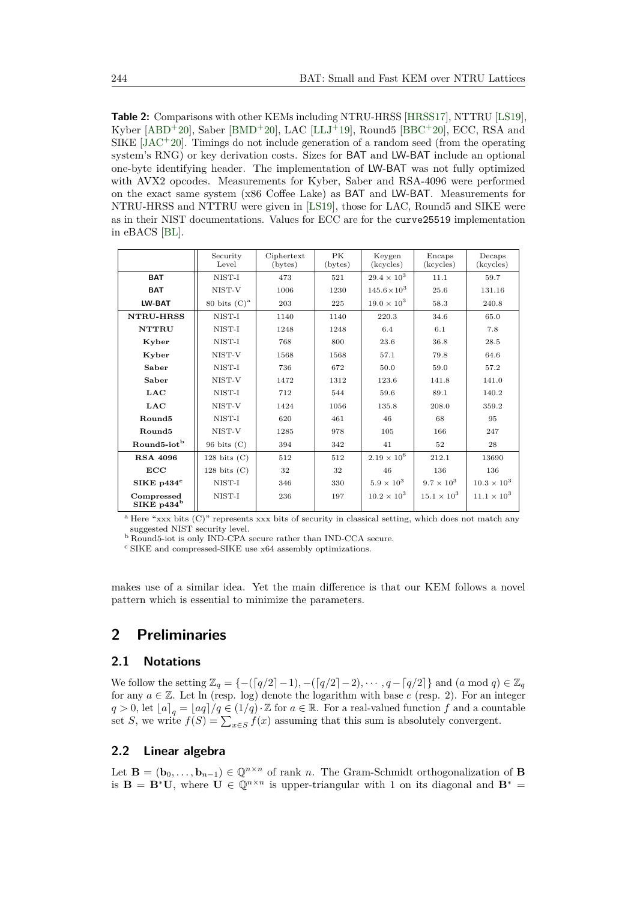**Table 2:** Comparisons with other KEMs including NTRU-HRSS [HRSS17], NTTRU [LS19], Kyber [ABD+20], Saber [BMD+20], LAC [LLJ+19], Round5 [BBC+20], ECC, RSA and SIKE [JAC+20]. Timings do not include generation of a random seed (from the operating system's RNG) or key derivation costs. Sizes for BAT and LW-BAT include an optional one-byte identifying header. The implementation of LW-BAT was not fully optimized with AVX2 opcodes. Measurements for Kyber, Saber and RSA-4096 were performed on the exact same system (x86 Coffee Lake) as BAT and LW-BAT. Measurements for NTRU-HRSS and NTTRU were given in [LS19], those for LAC, Round5 and SIKE were as in their NIST documentations. Values for ECC are for the `curve25519` implementation in eBACS [BL].

| | Security Level | Ciphertext (bytes) | PK (bytes) | Keygen (kcycles) | Encaps (kcycles) | Decaps (kcycles) |
|---|---|---|---|---|---|---|
| **BAT** | NIST-I | 473 | 521 | $29.4 \times 10^3$ | 11.1 | 59.7 |
| **BAT** | NIST-V | 1006 | 1230 | $145.6 \times 10^3$ | 25.6 | 131.16 |
| **LW-BAT** | 80 bits (C)[a] | 203 | 225 | $19.0 \times 10^3$ | 58.3 | 240.8 |
| **NTRU-HRSS** | NIST-I | 1140 | 1140 | 220.3 | 34.6 | 65.0 |
| **NTTRU** | NIST-I | 1248 | 1248 | 6.4 | 6.1 | 7.8 |
| **Kyber** | NIST-I | 768 | 800 | 23.6 | 36.8 | 28.5 |
| **Kyber** | NIST-V | 1568 | 1568 | 57.1 | 79.8 | 64.6 |
| **Saber** | NIST-I | 736 | 672 | 50.0 | 59.0 | 57.2 |
| **Saber** | NIST-V | 1472 | 1312 | 123.6 | 141.8 | 141.0 |
| **LAC** | NIST-I | 712 | 544 | 59.6 | 89.1 | 140.2 |
| **LAC** | NIST-V | 1424 | 1056 | 135.8 | 208.0 | 359.2 |
| **Round5** | NIST-I | 620 | 461 | 46 | 68 | 95 |
| **Round5** | NIST-V | 1285 | 978 | 105 | 166 | 247 |
| **Round5-iot**[b] | 96 bits (C) | 394 | 342 | 41 | 52 | 28 |
| **RSA 4096** | 128 bits (C) | 512 | 512 | $2.19 \times 10^6$ | 212.1 | 13690 |
| **ECC** | 128 bits (C) | 32 | 32 | 46 | 136 | 136 |
| **SIKE p434**[c] | NIST-I | 346 | 330 | $5.9 \times 10^3$ | $9.7 \times 10^3$ | $10.3 \times 10^3$ |
| **Compressed SIKE p434**[b] | NIST-I | 236 | 197 | $10.2 \times 10^3$ | $15.1 \times 10^3$ | $11.1 \times 10^3$ |

[a] Here "xxx bits (C)" represents xxx bits of security in classical setting, which does not match any suggested NIST security level.
[b] Round5-iot is only IND-CPA secure rather than IND-CCA secure.
[c] SIKE and compressed-SIKE use x64 assembly optimizations.

makes use of a similar idea. Yet the main difference is that our KEM follows a novel pattern which is essential to minimize the parameters.

# 2 Preliminaries

## 2.1 Notations

We follow the setting $\mathbb{Z}_q = \{-(\lceil q/2 \rceil - 1), -(\lceil q/2 \rceil - 2), \cdots, q - \lceil q/2 \rceil\}$ and $(a \bmod q) \in \mathbb{Z}_q$ for any $a \in \mathbb{Z}$. Let ln (resp. log) denote the logarithm with base $e$ (resp. 2). For an integer $q > 0$, let $\lfloor a \rceil_q = \lfloor aq \rceil / q \in (1/q) \cdot \mathbb{Z}$ for $a \in \mathbb{R}$. For a real-valued function $f$ and a countable set $S$, we write $f(S) = \sum_{x \in S} f(x)$ assuming that this sum is absolutely convergent.

## 2.2 Linear algebra

Let $\mathbf{B} = (\mathbf{b}_0, \ldots, \mathbf{b}_{n-1}) \in \mathbb{Q}^{n \times n}$ of rank $n$. The Gram-Schmidt orthogonalization of $\mathbf{B}$ is $\mathbf{B} = \mathbf{B}^* \mathbf{U}$, where $\mathbf{U} \in \mathbb{Q}^{n \times n}$ is upper-triangular with 1 on its diagonal and $\mathbf{B}^* =$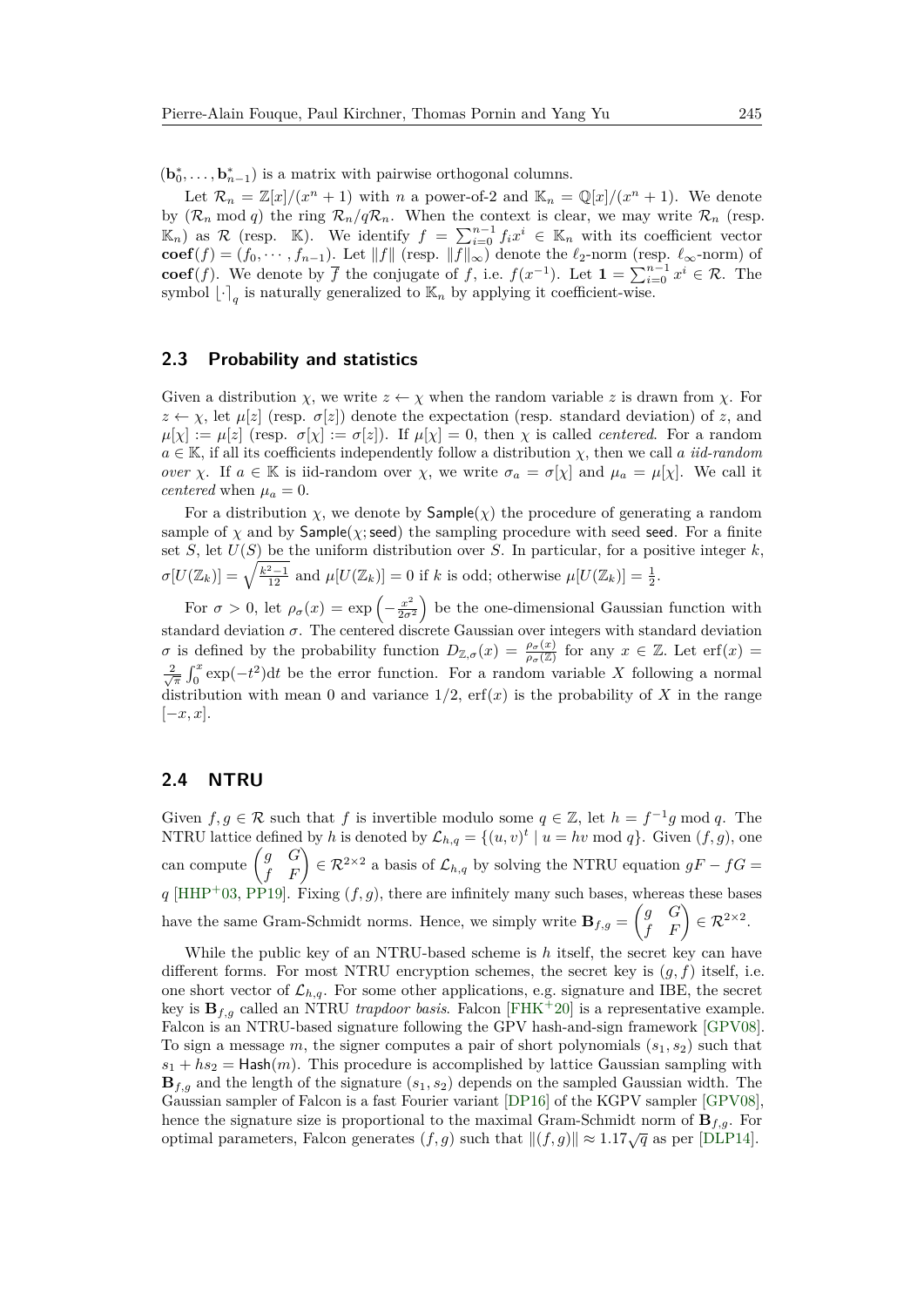$(\mathbf{b}_0^*, \ldots, \mathbf{b}_{n-1}^*)$ is a matrix with pairwise orthogonal columns.

Let $\mathcal{R}_n = \mathbb{Z}[x]/(x^n+1)$ with $n$ a power-of-2 and $\mathbb{K}_n = \mathbb{Q}[x]/(x^n+1)$. We denote by $(\mathcal{R}_n \bmod q)$ the ring $\mathcal{R}_n/q\mathcal{R}_n$. When the context is clear, we may write $\mathcal{R}_n$ (resp. $\mathbb{K}_n$) as $\mathcal{R}$ (resp. $\mathbb{K}$). We identify $f = \sum_{i=0}^{n-1} f_i x^i \in \mathbb{K}_n$ with its coefficient vector $\mathbf{coef}(f) = (f_0, \cdots, f_{n-1})$. Let $\|f\|$ (resp. $\|f\|_\infty$) denote the $\ell_2$-norm (resp. $\ell_\infty$-norm) of $\mathbf{coef}(f)$. We denote by $\overline{f}$ the conjugate of $f$, i.e. $f(x^{-1})$. Let $\mathbf{1} = \sum_{i=0}^{n-1} x^i \in \mathcal{R}$. The symbol $\lfloor \cdot \rceil_q$ is naturally generalized to $\mathbb{K}_n$ by applying it coefficient-wise.

## 2.3 Probability and statistics

Given a distribution $\chi$, we write $z \leftarrow \chi$ when the random variable $z$ is drawn from $\chi$. For $z \leftarrow \chi$, let $\mu[z]$ (resp. $\sigma[z]$) denote the expectation (resp. standard deviation) of $z$, and $\mu[\chi] := \mu[z]$ (resp. $\sigma[\chi] := \sigma[z]$). If $\mu[\chi] = 0$, then $\chi$ is called *centered*. For a random $a \in \mathbb{K}$, if all its coefficients independently follow a distribution $\chi$, then we call *a iid-random over* $\chi$. If $a \in \mathbb{K}$ is iid-random over $\chi$, we write $\sigma_a = \sigma[\chi]$ and $\mu_a = \mu[\chi]$. We call it *centered* when $\mu_a = 0$.

For a distribution $\chi$, we denote by $\mathsf{Sample}(\chi)$ the procedure of generating a random sample of $\chi$ and by $\mathsf{Sample}(\chi; \mathsf{seed})$ the sampling procedure with seed $\mathsf{seed}$. For a finite set $S$, let $U(S)$ be the uniform distribution over $S$. In particular, for a positive integer $k$, $\sigma[U(\mathbb{Z}_k)] = \sqrt{\frac{k^2-1}{12}}$ and $\mu[U(\mathbb{Z}_k)] = 0$ if $k$ is odd; otherwise $\mu[U(\mathbb{Z}_k)] = \frac{1}{2}$.

For $\sigma > 0$, let $\rho_\sigma(x) = \exp\left(-\frac{x^2}{2\sigma^2}\right)$ be the one-dimensional Gaussian function with standard deviation $\sigma$. The centered discrete Gaussian over integers with standard deviation $\sigma$ is defined by the probability function $D_{\mathbb{Z},\sigma}(x) = \frac{\rho_\sigma(x)}{\rho_\sigma(\mathbb{Z})}$ for any $x \in \mathbb{Z}$. Let $\mathrm{erf}(x) = \frac{2}{\sqrt{\pi}} \int_0^x \exp(-t^2)\mathrm{d}t$ be the error function. For a random variable $X$ following a normal distribution with mean 0 and variance $1/2$, $\mathrm{erf}(x)$ is the probability of $X$ in the range $[-x, x]$.

## 2.4 NTRU

Given $f, g \in \mathcal{R}$ such that $f$ is invertible modulo some $q \in \mathbb{Z}$, let $h = f^{-1}g \bmod q$. The NTRU lattice defined by $h$ is denoted by $\mathcal{L}_{h,q} = \{(u,v)^t \mid u = hv \bmod q\}$. Given $(f,g)$, one can compute $\begin{pmatrix} g & G \\ f & F \end{pmatrix} \in \mathcal{R}^{2\times 2}$ a basis of $\mathcal{L}_{h,q}$ by solving the NTRU equation $gF - fG = q$ [HHP+03, PP19]. Fixing $(f,g)$, there are infinitely many such bases, whereas these bases have the same Gram-Schmidt norms. Hence, we simply write $\mathbf{B}_{f,g} = \begin{pmatrix} g & G \\ f & F \end{pmatrix} \in \mathcal{R}^{2\times 2}$.

While the public key of an NTRU-based scheme is $h$ itself, the secret key can have different forms. For most NTRU encryption schemes, the secret key is $(g, f)$ itself, i.e. one short vector of $\mathcal{L}_{h,q}$. For some other applications, e.g. signature and IBE, the secret key is $\mathbf{B}_{f,g}$ called an NTRU *trapdoor basis*. Falcon [FHK+20] is a representative example. Falcon is an NTRU-based signature following the GPV hash-and-sign framework [GPV08]. To sign a message $m$, the signer computes a pair of short polynomials $(s_1, s_2)$ such that $s_1 + hs_2 = \mathsf{Hash}(m)$. This procedure is accomplished by lattice Gaussian sampling with $\mathbf{B}_{f,g}$ and the length of the signature $(s_1, s_2)$ depends on the sampled Gaussian width. The Gaussian sampler of Falcon is a fast Fourier variant [DP16] of the KGPV sampler [GPV08], hence the signature size is proportional to the maximal Gram-Schmidt norm of $\mathbf{B}_{f,g}$. For optimal parameters, Falcon generates $(f, g)$ such that $\|(f,g)\| \approx 1.17\sqrt{q}$ as per [DLP14].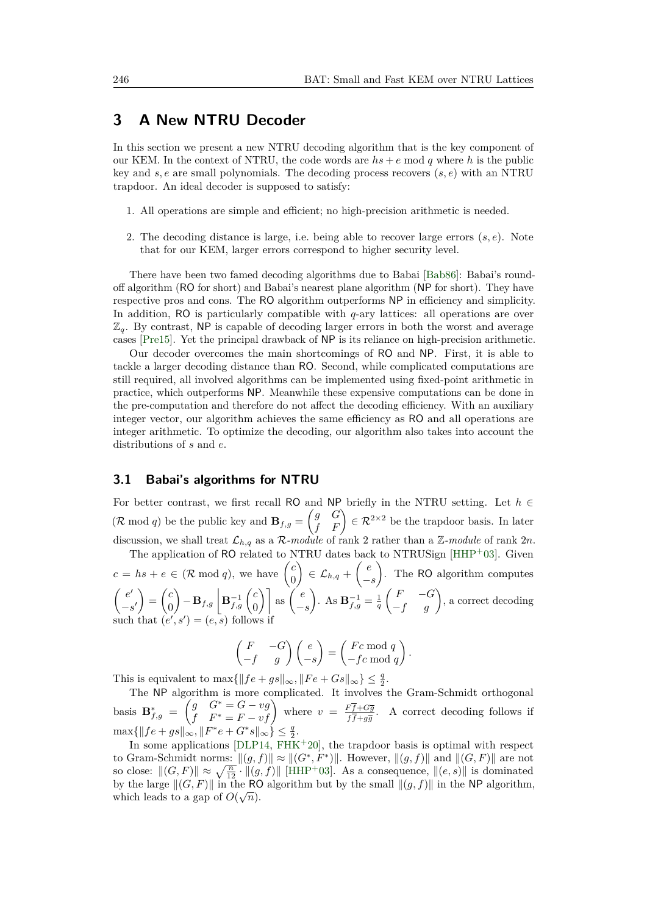# 3 A New NTRU Decoder

In this section we present a new NTRU decoding algorithm that is the key component of our KEM. In the context of NTRU, the code words are $hs + e \bmod q$ where $h$ is the public key and $s, e$ are small polynomials. The decoding process recovers $(s, e)$ with an NTRU trapdoor. An ideal decoder is supposed to satisfy:

1. All operations are simple and efficient; no high-precision arithmetic is needed.
2. The decoding distance is large, i.e. being able to recover large errors $(s, e)$. Note that for our KEM, larger errors correspond to higher security level.

There have been two famed decoding algorithms due to Babai [Bab86]: Babai's round-off algorithm (RO for short) and Babai's nearest plane algorithm (NP for short). They have respective pros and cons. The RO algorithm outperforms NP in efficiency and simplicity. In addition, RO is particularly compatible with $q$-ary lattices: all operations are over $\mathbb{Z}_q$. By contrast, NP is capable of decoding larger errors in both the worst and average cases [Pre15]. Yet the principal drawback of NP is its reliance on high-precision arithmetic.

Our decoder overcomes the main shortcomings of RO and NP. First, it is able to tackle a larger decoding distance than RO. Second, while complicated computations are still required, all involved algorithms can be implemented using fixed-point arithmetic in practice, which outperforms NP. Meanwhile these expensive computations can be done in the pre-computation and therefore do not affect the decoding efficiency. With an auxiliary integer vector, our algorithm achieves the same efficiency as RO and all operations are integer arithmetic. To optimize the decoding, our algorithm also takes into account the distributions of $s$ and $e$.

## 3.1 Babai's algorithms for NTRU

For better contrast, we first recall RO and NP briefly in the NTRU setting. Let $h \in (\mathcal{R} \bmod q)$ be the public key and $\mathbf{B}_{f,g} = \begin{pmatrix} g & G \\ f & F \end{pmatrix} \in \mathcal{R}^{2\times 2}$ be the trapdoor basis. In later discussion, we shall treat $\mathcal{L}_{h,q}$ as a $\mathcal{R}$*-module* of rank 2 rather than a $\mathbb{Z}$*-module* of rank $2n$.

The application of RO related to NTRU dates back to NTRUSign [HHP+03]. Given $c = hs + e \in (\mathcal{R} \bmod q)$, we have $\begin{pmatrix} c \\ 0 \end{pmatrix} \in \mathcal{L}_{h,q} + \begin{pmatrix} e \\ -s \end{pmatrix}$. The RO algorithm computes $\begin{pmatrix} e' \\ -s' \end{pmatrix} = \begin{pmatrix} c \\ 0 \end{pmatrix} - \mathbf{B}_{f,g} \left\lfloor \mathbf{B}_{f,g}^{-1} \begin{pmatrix} c \\ 0 \end{pmatrix} \right\rceil$ as $\begin{pmatrix} e \\ -s \end{pmatrix}$. As $\mathbf{B}_{f,g}^{-1} = \frac{1}{q}\begin{pmatrix} F & -G \\ -f & g \end{pmatrix}$, a correct decoding such that $(e', s') = (e, s)$ follows if

$$\begin{pmatrix} F & -G \\ -f & g \end{pmatrix} \begin{pmatrix} e \\ -s \end{pmatrix} = \begin{pmatrix} Fc \bmod q \\ -fc \bmod q \end{pmatrix}.$$

This is equivalent to $\max\{\|fe + gs\|_\infty, \|Fe + Gs\|_\infty\} \le \frac{q}{2}$.

The NP algorithm is more complicated. It involves the Gram-Schmidt orthogonal basis $\mathbf{B}_{f,g}^* = \begin{pmatrix} g & G^* = G - vg \\ f & F^* = F - vf \end{pmatrix}$ where $v = \frac{F\overline{f} + G\overline{g}}{f\overline{f} + g\overline{g}}$. A correct decoding follows if $\max\{\|fe + gs\|_\infty, \|F^*e + G^*s\|_\infty\} \le \frac{q}{2}$.

In some applications [DLP14, FHK+20], the trapdoor basis is optimal with respect to Gram-Schmidt norms: $\|(g, f)\| \approx \|(G^*, F^*)\|$. However, $\|(g, f)\|$ and $\|(G, F)\|$ are not so close: $\|(G, F)\| \approx \sqrt{\frac{n}{12}} \cdot \|(g, f)\|$ [HHP+03]. As a consequence, $\|(e, s)\|$ is dominated by the large $\|(G, F)\|$ in the RO algorithm but by the small $\|(g, f)\|$ in the NP algorithm, which leads to a gap of $O(\sqrt{n})$.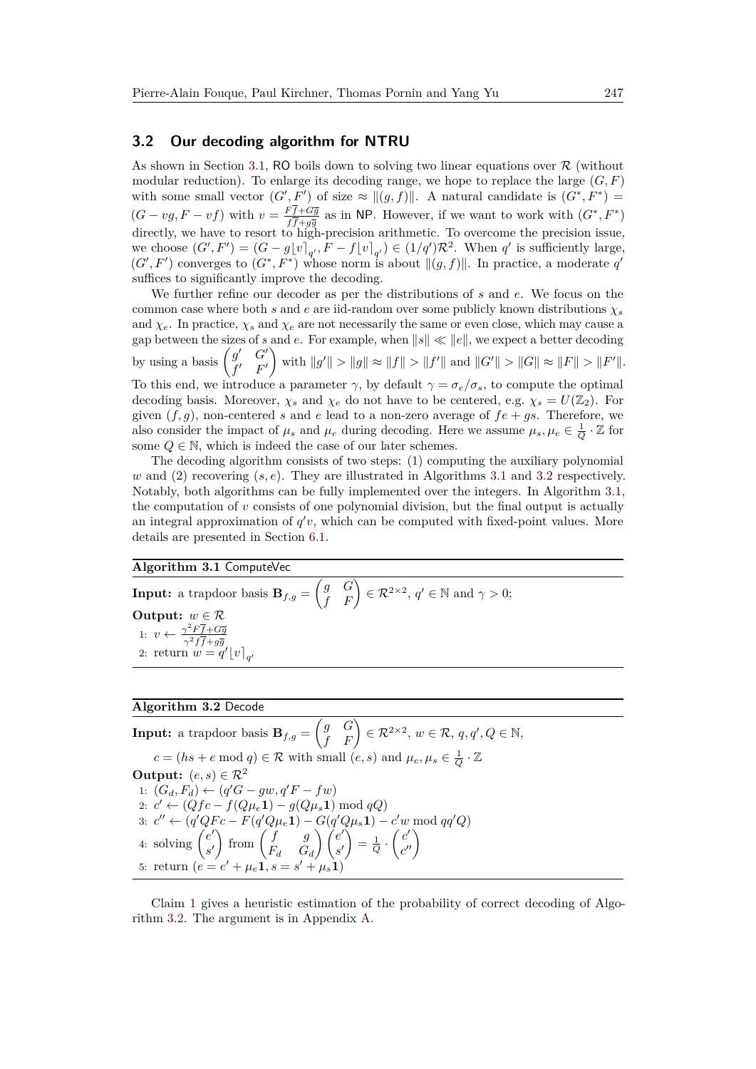### 3.2 Our decoding algorithm for NTRU

As shown in Section 3.1, RO boils down to solving two linear equations over $\mathcal{R}$ (without modular reduction). To enlarge its decoding range, we hope to replace the large $(G, F)$ with some small vector $(G', F')$ of size $\approx \|(g, f)\|$. A natural candidate is $(G^*, F^*) = (G - vg, F - vf)$ with $v = \frac{F\overline{f} + G\overline{g}}{f\overline{f} + g\overline{g}}$ as in NP. However, if we want to work with $(G^*, F^*)$ directly, we have to resort to high-precision arithmetic. To overcome the precision issue, we choose $(G', F') = (G - g\lfloor v \rceil_{q'}, F - f\lfloor v \rceil_{q'}) \in (1/q')\mathcal{R}^2$. When $q'$ is sufficiently large, $(G', F')$ converges to $(G^*, F^*)$ whose norm is about $\|(g, f)\|$. In practice, a moderate $q'$ suffices to significantly improve the decoding.

We further refine our decoder as per the distributions of $s$ and $e$. We focus on the common case where both $s$ and $e$ are iid-random over some publicly known distributions $\chi_s$ and $\chi_e$. In practice, $\chi_s$ and $\chi_e$ are not necessarily the same or even close, which may cause a gap between the sizes of $s$ and $e$. For example, when $\|s\| \ll \|e\|$, we expect a better decoding by using a basis $\begin{pmatrix} g' & G' \\ f' & F' \end{pmatrix}$ with $\|g'\| > \|g\| \approx \|f\| > \|f'\|$ and $\|G'\| > \|G\| \approx \|F\| > \|F'\|$. To this end, we introduce a parameter $\gamma$, by default $\gamma = \sigma_e/\sigma_s$, to compute the optimal decoding basis. Moreover, $\chi_s$ and $\chi_e$ do not have to be centered, e.g. $\chi_s = U(\mathbb{Z}_2)$. For given $(f, g)$, non-centered $s$ and $e$ lead to a non-zero average of $fe + gs$. Therefore, we also consider the impact of $\mu_s$ and $\mu_e$ during decoding. Here we assume $\mu_s, \mu_e \in \frac{1}{Q} \cdot \mathbb{Z}$ for some $Q \in \mathbb{N}$, which is indeed the case of our later schemes.

The decoding algorithm consists of two steps: (1) computing the auxiliary polynomial $w$ and (2) recovering $(s, e)$. They are illustrated in Algorithms 3.1 and 3.2 respectively. Notably, both algorithms can be fully implemented over the integers. In Algorithm 3.1, the computation of $v$ consists of one polynomial division, but the final output is actually an integral approximation of $q'v$, which can be computed with fixed-point values. More details are presented in Section 6.1.

---

**Algorithm 3.1** ComputeVec

---

**Input:** a trapdoor basis $\mathbf{B}_{f,g} = \begin{pmatrix} g & G \\ f & F \end{pmatrix} \in \mathcal{R}^{2\times 2}$, $q' \in \mathbb{N}$ and $\gamma > 0$;

**Output:** $w \in \mathcal{R}$

1: $v \leftarrow \frac{\gamma^2 F\overline{f} + G\overline{g}}{\gamma^2 f\overline{f} + g\overline{g}}$

2: return $w = q'\lfloor v \rceil_{q'}$

---

---

**Algorithm 3.2** Decode

---

**Input:** a trapdoor basis $\mathbf{B}_{f,g} = \begin{pmatrix} g & G \\ f & F \end{pmatrix} \in \mathcal{R}^{2\times 2}$, $w \in \mathcal{R}$, $q, q', Q \in \mathbb{N}$,

$c = (hs + e \bmod q) \in \mathcal{R}$ with small $(e, s)$ and $\mu_e, \mu_s \in \frac{1}{Q} \cdot \mathbb{Z}$

**Output:** $(e, s) \in \mathcal{R}^2$

1: $(G_d, F_d) \leftarrow (q'G - gw, q'F - fw)$

2: $c' \leftarrow (Qfc - f(Q\mu_e\mathbf{1}) - g(Q\mu_s\mathbf{1}) \bmod qQ)$

3: $c'' \leftarrow (q'QFc - F(q'Q\mu_e\mathbf{1}) - G(q'Q\mu_s\mathbf{1}) - c'w \bmod qq'Q)$

4: solving $\begin{pmatrix} e' \\ s' \end{pmatrix}$ from $\begin{pmatrix} f & g \\ F_d & G_d \end{pmatrix} \begin{pmatrix} e' \\ s' \end{pmatrix} = \frac{1}{Q} \cdot \begin{pmatrix} c' \\ c'' \end{pmatrix}$

5: return $(e = e' + \mu_e\mathbf{1}, s = s' + \mu_s\mathbf{1})$

---

Claim 1 gives a heuristic estimation of the probability of correct decoding of Algorithm 3.2. The argument is in Appendix A.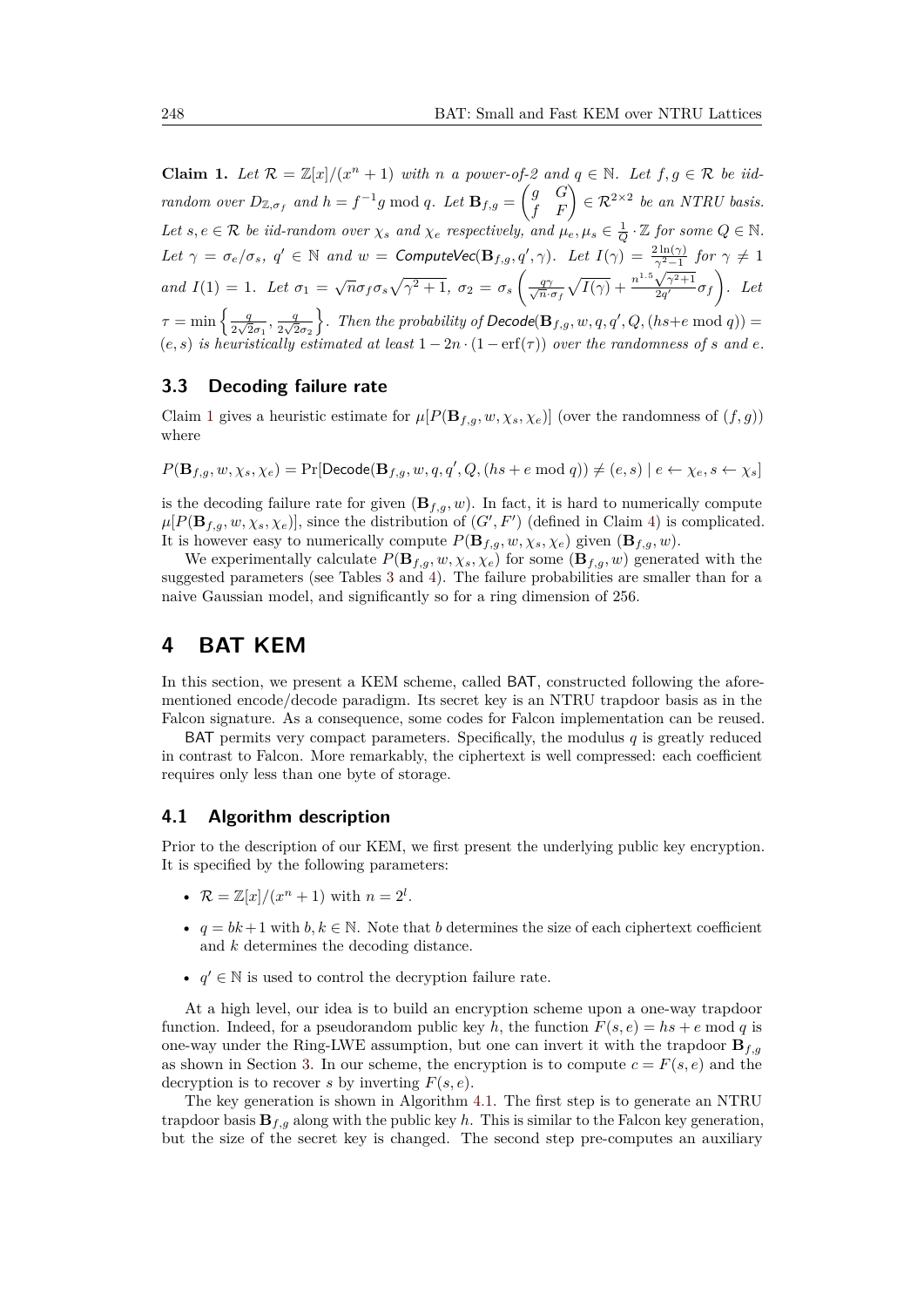**Claim 1.** *Let $\mathcal{R} = \mathbb{Z}[x]/(x^n+1)$ with $n$ a power-of-2 and $q \in \mathbb{N}$. Let $f, g \in \mathcal{R}$ be iid-random over $D_{\mathbb{Z},\sigma_f}$ and $h = f^{-1}g \bmod q$. Let $\mathbf{B}_{f,g} = \begin{pmatrix} g & G \\ f & F \end{pmatrix} \in \mathcal{R}^{2\times 2}$ be an NTRU basis. Let $s, e \in \mathcal{R}$ be iid-random over $\chi_s$ and $\chi_e$ respectively, and $\mu_e, \mu_s \in \frac{1}{Q}\cdot\mathbb{Z}$ for some $Q \in \mathbb{N}$. Let $\gamma = \sigma_e/\sigma_s$, $q' \in \mathbb{N}$ and $w =$ ComputeVec$(\mathbf{B}_{f,g}, q', \gamma)$. Let $I(\gamma) = \frac{2\ln(\gamma)}{\gamma^2-1}$ for $\gamma \neq 1$ and $I(1) = 1$. Let $\sigma_1 = \sqrt{n}\sigma_f\sigma_s\sqrt{\gamma^2+1}$, $\sigma_2 = \sigma_s\left(\frac{q\gamma}{\sqrt{n}\cdot\sigma_f}\sqrt{I(\gamma)} + \frac{n^{1.5}\sqrt{\gamma^2+1}}{2q'}\sigma_f\right)$. Let $\tau = \min\left\{\frac{q}{2\sqrt{2}\sigma_1}, \frac{q}{2\sqrt{2}\sigma_2}\right\}$. Then the probability of Decode$(\mathbf{B}_{f,g}, w, q, q', Q, (hs+e \bmod q)) = (e,s)$ is heuristically estimated at least $1 - 2n\cdot(1-\operatorname{erf}(\tau))$ over the randomness of $s$ and $e$.*

### 3.3 Decoding failure rate

Claim 1 gives a heuristic estimate for $\mu[P(\mathbf{B}_{f,g}, w, \chi_s, \chi_e)]$ (over the randomness of $(f,g)$) where

$$P(\mathbf{B}_{f,g}, w, \chi_s, \chi_e) = \Pr[\mathsf{Decode}(\mathbf{B}_{f,g}, w, q, q', Q, (hs+e \bmod q)) \neq (e,s) \mid e \leftarrow \chi_e, s \leftarrow \chi_s]$$

is the decoding failure rate for given $(\mathbf{B}_{f,g}, w)$. In fact, it is hard to numerically compute $\mu[P(\mathbf{B}_{f,g}, w, \chi_s, \chi_e)]$, since the distribution of $(G', F')$ (defined in Claim 4) is complicated. It is however easy to numerically compute $P(\mathbf{B}_{f,g}, w, \chi_s, \chi_e)$ given $(\mathbf{B}_{f,g}, w)$.

We experimentally calculate $P(\mathbf{B}_{f,g}, w, \chi_s, \chi_e)$ for some $(\mathbf{B}_{f,g}, w)$ generated with the suggested parameters (see Tables 3 and 4). The failure probabilities are smaller than for a naive Gaussian model, and significantly so for a ring dimension of 256.

## 4 BAT KEM

In this section, we present a KEM scheme, called BAT, constructed following the aforementioned encode/decode paradigm. Its secret key is an NTRU trapdoor basis as in the Falcon signature. As a consequence, some codes for Falcon implementation can be reused.

BAT permits very compact parameters. Specifically, the modulus $q$ is greatly reduced in contrast to Falcon. More remarkably, the ciphertext is well compressed: each coefficient requires only less than one byte of storage.

### 4.1 Algorithm description

Prior to the description of our KEM, we first present the underlying public key encryption. It is specified by the following parameters:

- $\mathcal{R} = \mathbb{Z}[x]/(x^n+1)$ with $n = 2^l$.
- $q = bk+1$ with $b, k \in \mathbb{N}$. Note that $b$ determines the size of each ciphertext coefficient and $k$ determines the decoding distance.
- $q' \in \mathbb{N}$ is used to control the decryption failure rate.

At a high level, our idea is to build an encryption scheme upon a one-way trapdoor function. Indeed, for a pseudorandom public key $h$, the function $F(s,e) = hs + e \bmod q$ is one-way under the Ring-LWE assumption, but one can invert it with the trapdoor $\mathbf{B}_{f,g}$ as shown in Section 3. In our scheme, the encryption is to compute $c = F(s,e)$ and the decryption is to recover $s$ by inverting $F(s,e)$.

The key generation is shown in Algorithm 4.1. The first step is to generate an NTRU trapdoor basis $\mathbf{B}_{f,g}$ along with the public key $h$. This is similar to the Falcon key generation, but the size of the secret key is changed. The second step pre-computes an auxiliary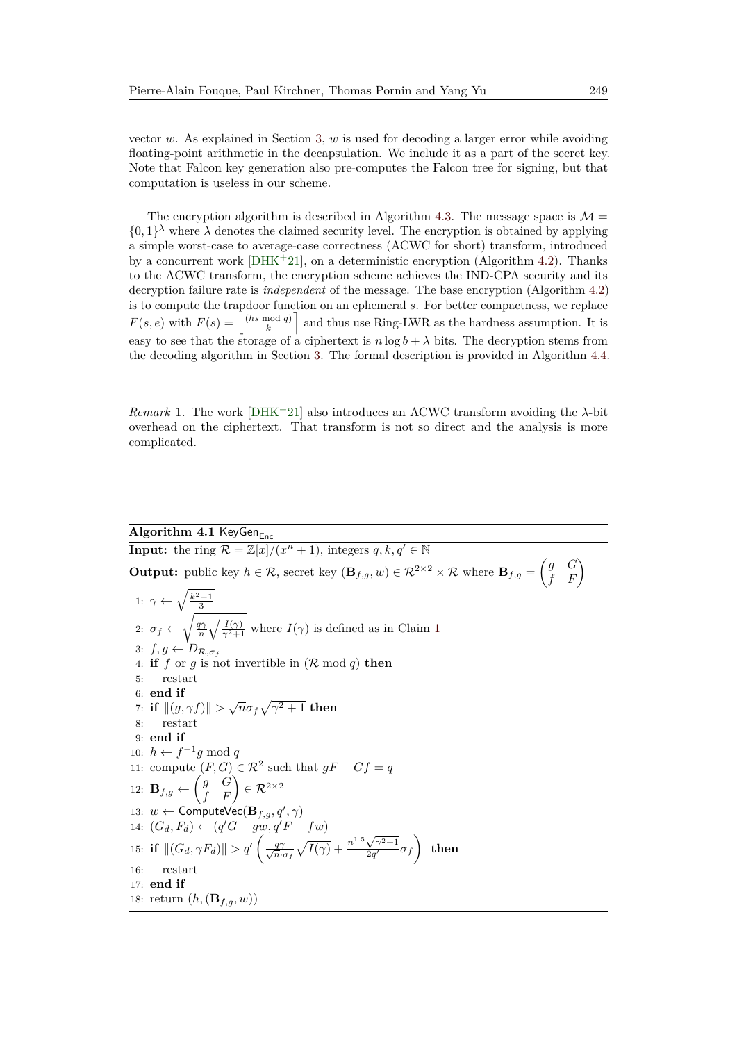vector $w$. As explained in Section 3, $w$ is used for decoding a larger error while avoiding floating-point arithmetic in the decapsulation. We include it as a part of the secret key. Note that Falcon key generation also pre-computes the Falcon tree for signing, but that computation is useless in our scheme.

The encryption algorithm is described in Algorithm 4.3. The message space is $\mathcal{M} = \{0,1\}^{\lambda}$ where $\lambda$ denotes the claimed security level. The encryption is obtained by applying a simple worst-case to average-case correctness (ACWC for short) transform, introduced by a concurrent work [DHK+21], on a deterministic encryption (Algorithm 4.2). Thanks to the ACWC transform, the encryption scheme achieves the IND-CPA security and its decryption failure rate is *independent* of the message. The base encryption (Algorithm 4.2) is to compute the trapdoor function on an ephemeral $s$. For better compactness, we replace $F(s,e)$ with $F(s) = \left\lceil \frac{(hs \bmod q)}{k} \right\rfloor$ and thus use Ring-LWR as the hardness assumption. It is easy to see that the storage of a ciphertext is $n \log b + \lambda$ bits. The decryption stems from the decoding algorithm in Section 3. The formal description is provided in Algorithm 4.4.

*Remark* 1. The work [DHK+21] also introduces an ACWC transform avoiding the $\lambda$-bit overhead on the ciphertext. That transform is not so direct and the analysis is more complicated.

---

**Algorithm 4.1** $\mathsf{KeyGen}_{\mathsf{Enc}}$

---

**Input:** the ring $\mathcal{R} = \mathbb{Z}[x]/(x^n+1)$, integers $q, k, q' \in \mathbb{N}$

**Output:** public key $h \in \mathcal{R}$, secret key $(\mathbf{B}_{f,g}, w) \in \mathcal{R}^{2\times 2} \times \mathcal{R}$ where $\mathbf{B}_{f,g} = \begin{pmatrix} g & G \\ f & F \end{pmatrix}$

1: $\gamma \leftarrow \sqrt{\frac{k^2-1}{3}}$
2: $\sigma_f \leftarrow \sqrt{\frac{q\gamma}{n}\sqrt{\frac{I(\gamma)}{\gamma^2+1}}}$ where $I(\gamma)$ is defined as in Claim 1
3: $f, g \leftarrow D_{\mathcal{R},\sigma_f}$
4: **if** $f$ or $g$ is not invertible in $(\mathcal{R} \bmod q)$ **then**
5: restart
6: **end if**
7: **if** $\|(g, \gamma f)\| > \sqrt{n}\sigma_f\sqrt{\gamma^2+1}$ **then**
8: restart
9: **end if**
10: $h \leftarrow f^{-1}g \bmod q$
11: compute $(F, G) \in \mathcal{R}^2$ such that $gF - Gf = q$
12: $\mathbf{B}_{f,g} \leftarrow \begin{pmatrix} g & G \\ f & F \end{pmatrix} \in \mathcal{R}^{2\times 2}$
13: $w \leftarrow \mathsf{ComputeVec}(\mathbf{B}_{f,g}, q', \gamma)$
14: $(G_d, F_d) \leftarrow (q'G - gw, q'F - fw)$
15: **if** $\|(G_d, \gamma F_d)\| > q'\left(\frac{q\gamma}{\sqrt{n}\cdot\sigma_f}\sqrt{I(\gamma)} + \frac{n^{1.5}\sqrt{\gamma^2+1}}{2q'}\sigma_f\right)$ **then**
16: restart
17: **end if**
18: return $(h, (\mathbf{B}_{f,g}, w))$

---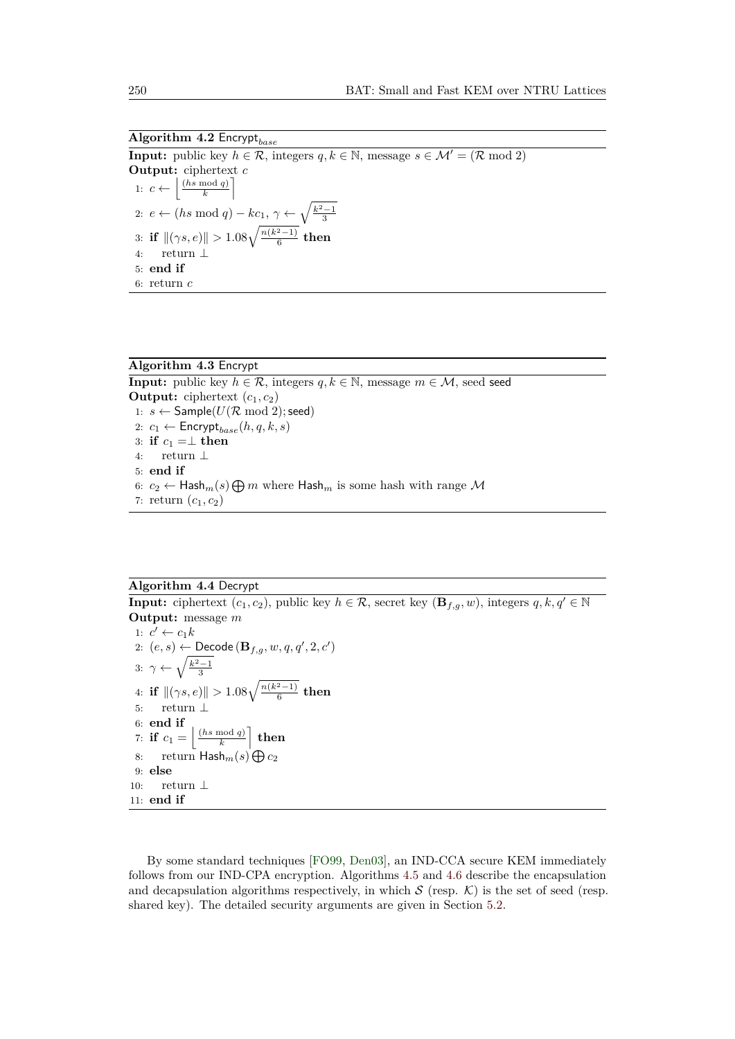**Algorithm 4.2** $\mathsf{Encrypt}_{base}$

**Input:** public key $h \in \mathcal{R}$, integers $q, k \in \mathbb{N}$, message $s \in \mathcal{M}' = (\mathcal{R} \bmod 2)$
**Output:** ciphertext $c$

1: $c \leftarrow \left\lfloor \frac{(hs \bmod q)}{k} \right\rceil$
2: $e \leftarrow (hs \bmod q) - kc_1$, $\gamma \leftarrow \sqrt{\frac{k^2-1}{3}}$
3: **if** $\|(\gamma s, e)\| > 1.08\sqrt{\frac{n(k^2-1)}{6}}$ **then**
4: return $\perp$
5: **end if**
6: return $c$

**Algorithm 4.3** $\mathsf{Encrypt}$

**Input:** public key $h \in \mathcal{R}$, integers $q, k \in \mathbb{N}$, message $m \in \mathcal{M}$, seed $\mathsf{seed}$
**Output:** ciphertext $(c_1, c_2)$

1: $s \leftarrow \mathsf{Sample}(U(\mathcal{R} \bmod 2); \mathsf{seed})$
2: $c_1 \leftarrow \mathsf{Encrypt}_{base}(h, q, k, s)$
3: **if** $c_1 = \perp$ **then**
4: return $\perp$
5: **end if**
6: $c_2 \leftarrow \mathsf{Hash}_m(s) \bigoplus m$ where $\mathsf{Hash}_m$ is some hash with range $\mathcal{M}$
7: return $(c_1, c_2)$

**Algorithm 4.4** $\mathsf{Decrypt}$

**Input:** ciphertext $(c_1, c_2)$, public key $h \in \mathcal{R}$, secret key $(\mathbf{B}_{f,g}, w)$, integers $q, k, q' \in \mathbb{N}$
**Output:** message $m$

1: $c' \leftarrow c_1 k$
2: $(e, s) \leftarrow \mathsf{Decode}(\mathbf{B}_{f,g}, w, q, q', 2, c')$
3: $\gamma \leftarrow \sqrt{\frac{k^2-1}{3}}$
4: **if** $\|(\gamma s, e)\| > 1.08\sqrt{\frac{n(k^2-1)}{6}}$ **then**
5: return $\perp$
6: **end if**
7: **if** $c_1 = \left\lfloor \frac{(hs \bmod q)}{k} \right\rceil$ **then**
8: return $\mathsf{Hash}_m(s) \bigoplus c_2$
9: **else**
10: return $\perp$
11: **end if**

By some standard techniques [FO99, Den03], an IND-CCA secure KEM immediately follows from our IND-CPA secure encryption. Algorithms 4.5 and 4.6 describe the encapsulation and decapsulation algorithms respectively, in which $\mathcal{S}$ (resp. $\mathcal{K}$) is the set of seed (resp. shared key). The detailed security arguments are given in Section 5.2.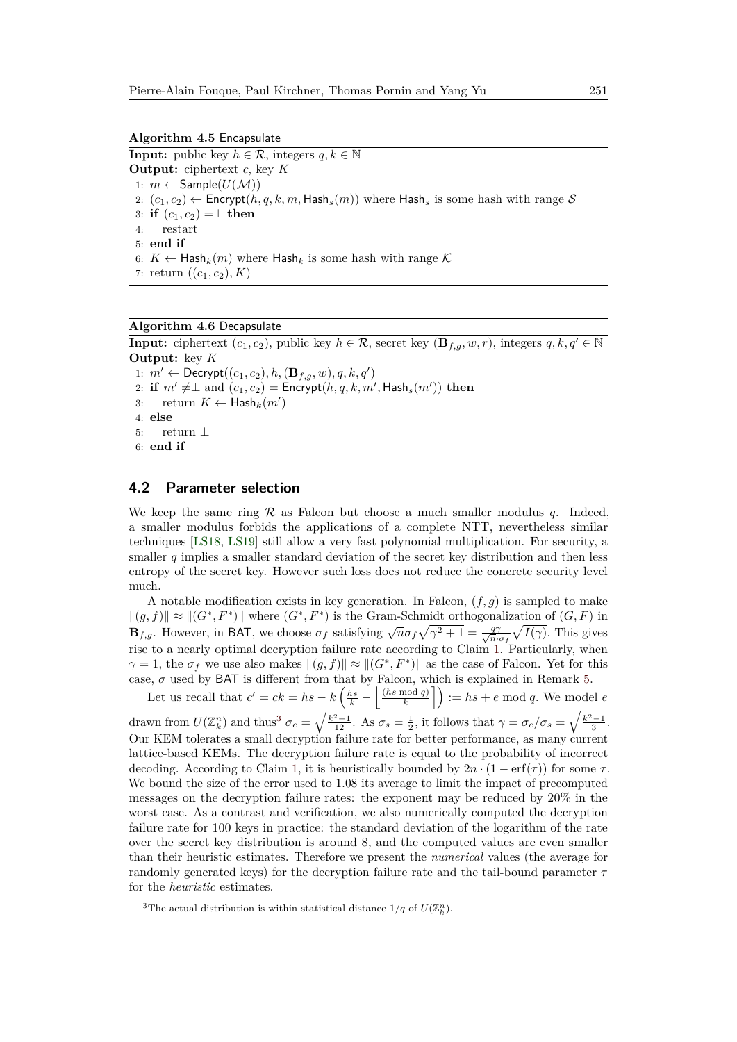**Algorithm 4.5** Encapsulate

**Input:** public key $h \in \mathcal{R}$, integers $q, k \in \mathbb{N}$
**Output:** ciphertext $c$, key $K$

1: $m \leftarrow \mathsf{Sample}(U(\mathcal{M}))$
2: $(c_1, c_2) \leftarrow \mathsf{Encrypt}(h, q, k, m, \mathsf{Hash}_s(m))$ where $\mathsf{Hash}_s$ is some hash with range $\mathcal{S}$
3: **if** $(c_1, c_2) = \perp$ **then**
4: restart
5: **end if**
6: $K \leftarrow \mathsf{Hash}_k(m)$ where $\mathsf{Hash}_k$ is some hash with range $\mathcal{K}$
7: return $((c_1, c_2), K)$

**Algorithm 4.6** Decapsulate

**Input:** ciphertext $(c_1, c_2)$, public key $h \in \mathcal{R}$, secret key $(\mathbf{B}_{f,g}, w, r)$, integers $q, k, q' \in \mathbb{N}$
**Output:** key $K$

1: $m' \leftarrow \mathsf{Decrypt}((c_1, c_2), h, (\mathbf{B}_{f,g}, w), q, k, q')$
2: **if** $m' \neq \perp$ and $(c_1, c_2) = \mathsf{Encrypt}(h, q, k, m', \mathsf{Hash}_s(m'))$ **then**
3: return $K \leftarrow \mathsf{Hash}_k(m')$
4: **else**
5: return $\perp$
6: **end if**

## 4.2 Parameter selection

We keep the same ring $\mathcal{R}$ as Falcon but choose a much smaller modulus $q$. Indeed, a smaller modulus forbids the applications of a complete NTT, nevertheless similar techniques [LS18, LS19] still allow a very fast polynomial multiplication. For security, a smaller $q$ implies a smaller standard deviation of the secret key distribution and then less entropy of the secret key. However such loss does not reduce the concrete security level much.

A notable modification exists in key generation. In Falcon, $(f, g)$ is sampled to make $\|(g, f)\| \approx \|(G^*, F^*)\|$ where $(G^*, F^*)$ is the Gram-Schmidt orthogonalization of $(G, F)$ in $\mathbf{B}_{f,g}$. However, in BAT, we choose $\sigma_f$ satisfying $\sqrt{n}\sigma_f\sqrt{\gamma^2+1} = \frac{q\gamma}{\sqrt{n}\cdot\sigma_f}\sqrt{I(\gamma)}$. This gives rise to a nearly optimal decryption failure rate according to Claim 1. Particularly, when $\gamma = 1$, the $\sigma_f$ we use also makes $\|(g, f)\| \approx \|(G^*, F^*)\|$ as the case of Falcon. Yet for this case, $\sigma$ used by BAT is different from that by Falcon, which is explained in Remark 5.

Let us recall that $c' = ck = hs - k\left(\frac{hs}{k} - \left\lfloor \frac{(hs \bmod q)}{k} \right\rceil\right) := hs + e \bmod q$. We model $e$ drawn from $U(\mathbb{Z}_k^n)$ and thus[3] $\sigma_e = \sqrt{\frac{k^2-1}{12}}$. As $\sigma_s = \frac{1}{2}$, it follows that $\gamma = \sigma_e/\sigma_s = \sqrt{\frac{k^2-1}{3}}$. Our KEM tolerates a small decryption failure rate for better performance, as many current lattice-based KEMs. The decryption failure rate is equal to the probability of incorrect decoding. According to Claim 1, it is heuristically bounded by $2n \cdot (1 - \mathrm{erf}(\tau))$ for some $\tau$. We bound the size of the error used to 1.08 its average to limit the impact of precomputed messages on the decryption failure rates: the exponent may be reduced by 20% in the worst case. As a contrast and verification, we also numerically computed the decryption failure rate for 100 keys in practice: the standard deviation of the logarithm of the rate over the secret key distribution is around 8, and the computed values are even smaller than their heuristic estimates. Therefore we present the *numerical* values (the average for randomly generated keys) for the decryption failure rate and the tail-bound parameter $\tau$ for the *heuristic* estimates.

[3] The actual distribution is within statistical distance $1/q$ of $U(\mathbb{Z}_k^n)$.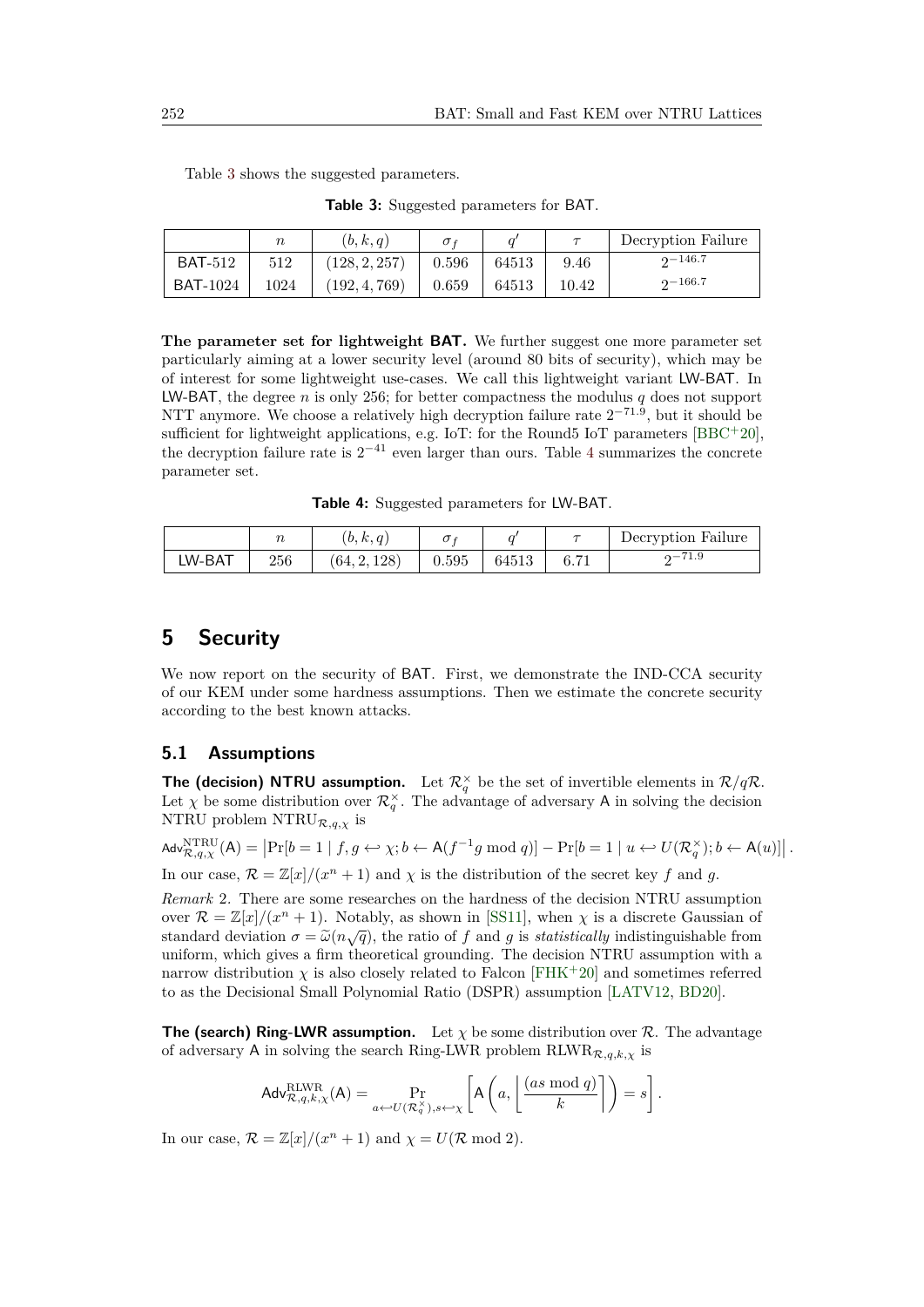Table 3 shows the suggested parameters.

**Table 3:** Suggested parameters for BAT.

|  | $n$ | $(b, k, q)$ | $\sigma_f$ | $q'$ | $\tau$ | Decryption Failure |
|---|---|---|---|---|---|---|
| BAT-512 | 512 | $(128, 2, 257)$ | 0.596 | 64513 | 9.46 | $2^{-146.7}$ |
| BAT-1024 | 1024 | $(192, 4, 769)$ | 0.659 | 64513 | 10.42 | $2^{-166.7}$ |

**The parameter set for lightweight BAT.** We further suggest one more parameter set particularly aiming at a lower security level (around 80 bits of security), which may be of interest for some lightweight use-cases. We call this lightweight variant LW-BAT. In LW-BAT, the degree $n$ is only 256; for better compactness the modulus $q$ does not support NTT anymore. We choose a relatively high decryption failure rate $2^{-71.9}$, but it should be sufficient for lightweight applications, e.g. IoT: for the Round5 IoT parameters [BBC+20], the decryption failure rate is $2^{-41}$ even larger than ours. Table 4 summarizes the concrete parameter set.

**Table 4:** Suggested parameters for LW-BAT.

|  | $n$ | $(b, k, q)$ | $\sigma_f$ | $q'$ | $\tau$ | Decryption Failure |
|---|---|---|---|---|---|---|
| LW-BAT | 256 | $(64, 2, 128)$ | 0.595 | 64513 | 6.71 | $2^{-71.9}$ |

# 5 Security

We now report on the security of BAT. First, we demonstrate the IND-CCA security of our KEM under some hardness assumptions. Then we estimate the concrete security according to the best known attacks.

## 5.1 Assumptions

**The (decision) NTRU assumption.** Let $\mathcal{R}_q^\times$ be the set of invertible elements in $\mathcal{R}/q\mathcal{R}$. Let $\chi$ be some distribution over $\mathcal{R}_q^\times$. The advantage of adversary A in solving the decision NTRU problem $\mathrm{NTRU}_{\mathcal{R},q,\chi}$ is

$$\mathsf{Adv}^{\mathrm{NTRU}}_{\mathcal{R},q,\chi}(\mathsf{A}) = \left|\Pr[b = 1 \mid f, g \hookleftarrow \chi; b \leftarrow \mathsf{A}(f^{-1}g \bmod q)] - \Pr[b = 1 \mid u \hookleftarrow U(\mathcal{R}_q^\times); b \leftarrow \mathsf{A}(u)]\right|.$$

In our case, $\mathcal{R} = \mathbb{Z}[x]/(x^n + 1)$ and $\chi$ is the distribution of the secret key $f$ and $g$.

*Remark* 2. There are some researches on the hardness of the decision NTRU assumption over $\mathcal{R} = \mathbb{Z}[x]/(x^n + 1)$. Notably, as shown in [SS11], when $\chi$ is a discrete Gaussian of standard deviation $\sigma = \widetilde{\omega}(n\sqrt{q})$, the ratio of $f$ and $g$ is *statistically* indistinguishable from uniform, which gives a firm theoretical grounding. The decision NTRU assumption with a narrow distribution $\chi$ is also closely related to Falcon [FHK+20] and sometimes referred to as the Decisional Small Polynomial Ratio (DSPR) assumption [LATV12, BD20].

**The (search) Ring-LWR assumption.** Let $\chi$ be some distribution over $\mathcal{R}$. The advantage of adversary A in solving the search Ring-LWR problem $\mathrm{RLWR}_{\mathcal{R},q,k,\chi}$ is

$$\mathsf{Adv}^{\mathrm{RLWR}}_{\mathcal{R},q,k,\chi}(\mathsf{A}) = \Pr_{a \hookleftarrow U(\mathcal{R}_q^\times), s \hookleftarrow \chi}\left[\mathsf{A}\left(a, \left\lfloor \frac{(as \bmod q)}{k} \right\rceil\right) = s\right].$$

In our case, $\mathcal{R} = \mathbb{Z}[x]/(x^n + 1)$ and $\chi = U(\mathcal{R} \bmod 2)$.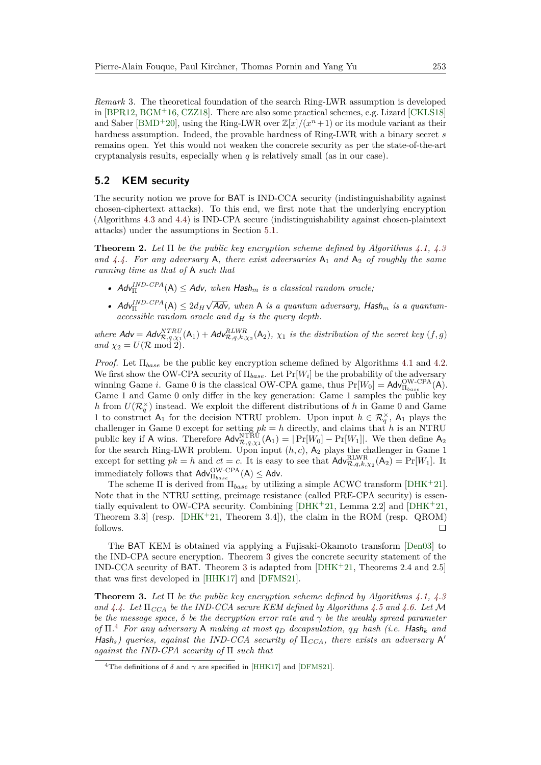*Remark* 3. The theoretical foundation of the search Ring-LWR assumption is developed in [BPR12, BGM+16, CZZ18]. There are also some practical schemes, e.g. Lizard [CKLS18] and Saber [BMD+20], using the Ring-LWR over $\mathbb{Z}[x]/(x^n+1)$ or its module variant as their hardness assumption. Indeed, the provable hardness of Ring-LWR with a binary secret $s$ remains open. Yet this would not weaken the concrete security as per the state-of-the-art cryptanalysis results, especially when $q$ is relatively small (as in our case).

## 5.2 KEM security

The security notion we prove for BAT is IND-CCA security (indistinguishability against chosen-ciphertext attacks). To this end, we first note that the underlying encryption (Algorithms 4.3 and 4.4) is IND-CPA secure (indistinguishability against chosen-plaintext attacks) under the assumptions in Section 5.1.

**Theorem 2.** *Let $\Pi$ be the public key encryption scheme defined by Algorithms 4.1, 4.3 and 4.4. For any adversary A, there exist adversaries $A_1$ and $A_2$ of roughly the same running time as that of A such that*

- $\mathsf{Adv}_{\Pi}^{IND\text{-}CPA}(\mathsf{A}) \leq \mathsf{Adv}$*, when $\mathsf{Hash}_m$ is a classical random oracle;*
- $\mathsf{Adv}_{\Pi}^{IND\text{-}CPA}(\mathsf{A}) \leq 2d_H\sqrt{\mathsf{Adv}}$*, when A is a quantum adversary, $\mathsf{Hash}_m$ is a quantum-accessible random oracle and $d_H$ is the query depth.*

*where $\mathsf{Adv} = \mathsf{Adv}_{\mathcal{R},q,\chi_1}^{NTRU}(\mathsf{A}_1) + \mathsf{Adv}_{\mathcal{R},q,k,\chi_2}^{RLWR}(\mathsf{A}_2)$, $\chi_1$ is the distribution of the secret key $(f, g)$ and $\chi_2 = U(\mathcal{R} \bmod 2)$.*

*Proof.* Let $\Pi_{base}$ be the public key encryption scheme defined by Algorithms 4.1 and 4.2. We first show the OW-CPA security of $\Pi_{base}$. Let $\Pr[W_i]$ be the probability of the adversary winning Game $i$. Game 0 is the classical OW-CPA game, thus $\Pr[W_0] = \mathsf{Adv}_{\Pi_{base}}^{\text{OW-CPA}}(\mathsf{A})$. Game 1 and Game 0 only differ in the key generation: Game 1 samples the public key $h$ from $U(\mathcal{R}_q^\times)$ instead. We exploit the different distributions of $h$ in Game 0 and Game 1 to construct $\mathsf{A}_1$ for the decision NTRU problem. Upon input $h \in \mathcal{R}_q^\times$, $\mathsf{A}_1$ plays the challenger in Game 0 except for setting $pk = h$ directly, and claims that $h$ is an NTRU public key if A wins. Therefore $\mathsf{Adv}_{\mathcal{R},q,\chi_1}^{\text{NTRU}}(\mathsf{A}_1) = |\Pr[W_0] - \Pr[W_1]|$. We then define $\mathsf{A}_2$ for the search Ring-LWR problem. Upon input $(h, c)$, $\mathsf{A}_2$ plays the challenger in Game 1 except for setting $pk = h$ and $ct = c$. It is easy to see that $\mathsf{Adv}_{\mathcal{R},q,k,\chi_2}^{\text{RLWR}}(\mathsf{A}_2) = \Pr[W_1]$. It immediately follows that $\mathsf{Adv}_{\Pi_{base}}^{\text{OW-CPA}}(\mathsf{A}) \leq \mathsf{Adv}$.

The scheme $\Pi$ is derived from $\Pi_{base}$ by utilizing a simple ACWC transform [DHK+21]. Note that in the NTRU setting, preimage resistance (called PRE-CPA security) is essentially equivalent to OW-CPA security. Combining [DHK+21, Lemma 2.2] and [DHK+21, Theorem 3.3] (resp. [DHK+21, Theorem 3.4]), the claim in the ROM (resp. QROM) follows. □

The BAT KEM is obtained via applying a Fujisaki-Okamoto transform [Den03] to the IND-CPA secure encryption. Theorem 3 gives the concrete security statement of the IND-CCA security of BAT. Theorem 3 is adapted from [DHK+21, Theorems 2.4 and 2.5] that was first developed in [HHK17] and [DFMS21].

**Theorem 3.** *Let $\Pi$ be the public key encryption scheme defined by Algorithms 4.1, 4.3 and 4.4. Let $\Pi_{CCA}$ be the IND-CCA secure KEM defined by Algorithms 4.5 and 4.6. Let $\mathcal{M}$ be the message space, $\delta$ be the decryption error rate and $\gamma$ be the weakly spread parameter of $\Pi$.*[4] *For any adversary A making at most $q_D$ decapsulation, $q_H$ hash (i.e. $\mathsf{Hash}_k$ and $\mathsf{Hash}_s$) queries, against the IND-CCA security of $\Pi_{CCA}$, there exists an adversary A′ against the IND-CPA security of $\Pi$ such that*

[4] The definitions of $\delta$ and $\gamma$ are specified in [HHK17] and [DFMS21].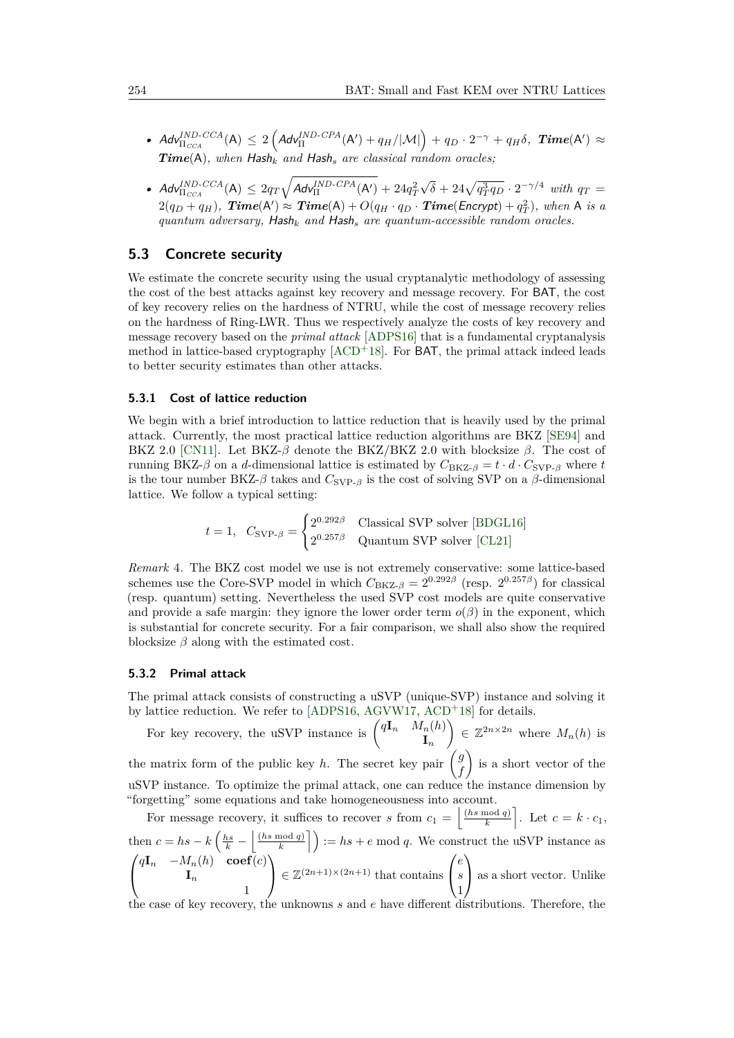- $\mathsf{Adv}^{IND\text{-}CCA}_{\Pi_{CCA}}(\mathsf{A}) \leq 2\left(\mathsf{Adv}^{IND\text{-}CPA}_{\Pi}(\mathsf{A}') + q_H/|\mathcal{M}|\right) + q_D \cdot 2^{-\gamma} + q_H\delta$, $\boldsymbol{Time}(\mathsf{A}') \approx \boldsymbol{Time}(\mathsf{A})$, *when* $\mathsf{Hash}_k$ *and* $\mathsf{Hash}_s$ *are classical random oracles;*
- $\mathsf{Adv}^{IND\text{-}CCA}_{\Pi_{CCA}}(\mathsf{A}) \leq 2q_T\sqrt{\mathsf{Adv}^{IND\text{-}CPA}_{\Pi}(\mathsf{A}')} + 24q_T^2\sqrt{\delta} + 24\sqrt{q_T^3 q_D} \cdot 2^{-\gamma/4}$ *with* $q_T = 2(q_D + q_H)$, $\boldsymbol{Time}(\mathsf{A}') \approx \boldsymbol{Time}(\mathsf{A}) + O(q_H \cdot q_D \cdot \boldsymbol{Time}(\mathsf{Encrypt}) + q_T^2)$, *when* $\mathsf{A}$ *is a quantum adversary,* $\mathsf{Hash}_k$ *and* $\mathsf{Hash}_s$ *are quantum-accessible random oracles.*

## 5.3 Concrete security

We estimate the concrete security using the usual cryptanalytic methodology of assessing the cost of the best attacks against key recovery and message recovery. For BAT, the cost of key recovery relies on the hardness of NTRU, while the cost of message recovery relies on the hardness of Ring-LWR. Thus we respectively analyze the costs of key recovery and message recovery based on the *primal attack* [ADPS16] that is a fundamental cryptanalysis method in lattice-based cryptography [ACD+18]. For BAT, the primal attack indeed leads to better security estimates than other attacks.

### 5.3.1 Cost of lattice reduction

We begin with a brief introduction to lattice reduction that is heavily used by the primal attack. Currently, the most practical lattice reduction algorithms are BKZ [SE94] and BKZ 2.0 [CN11]. Let BKZ-$\beta$ denote the BKZ/BKZ 2.0 with blocksize $\beta$. The cost of running BKZ-$\beta$ on a $d$-dimensional lattice is estimated by $C_{\text{BKZ-}\beta} = t \cdot d \cdot C_{\text{SVP-}\beta}$ where $t$ is the tour number BKZ-$\beta$ takes and $C_{\text{SVP-}\beta}$ is the cost of solving SVP on a $\beta$-dimensional lattice. We follow a typical setting:

$$t = 1, \quad C_{\text{SVP-}\beta} = \begin{cases} 2^{0.292\beta} & \text{Classical SVP solver [BDGL16]} \\ 2^{0.257\beta} & \text{Quantum SVP solver [CL21]} \end{cases}$$

*Remark* 4. The BKZ cost model we use is not extremely conservative: some lattice-based schemes use the Core-SVP model in which $C_{\text{BKZ-}\beta} = 2^{0.292\beta}$ (resp. $2^{0.257\beta}$) for classical (resp. quantum) setting. Nevertheless the used SVP cost models are quite conservative and provide a safe margin: they ignore the lower order term $o(\beta)$ in the exponent, which is substantial for concrete security. For a fair comparison, we shall also show the required blocksize $\beta$ along with the estimated cost.

### 5.3.2 Primal attack

The primal attack consists of constructing a uSVP (unique-SVP) instance and solving it by lattice reduction. We refer to [ADPS16, AGVW17, ACD+18] for details.

For key recovery, the uSVP instance is $\begin{pmatrix} q\mathbf{I}_n & M_n(h) \\ & \mathbf{I}_n \end{pmatrix} \in \mathbb{Z}^{2n\times 2n}$ where $M_n(h)$ is the matrix form of the public key $h$. The secret key pair $\begin{pmatrix} g \\ f \end{pmatrix}$ is a short vector of the uSVP instance. To optimize the primal attack, one can reduce the instance dimension by "forgetting" some equations and take homogeneousness into account.

For message recovery, it suffices to recover $s$ from $c_1 = \left\lfloor \frac{(hs \bmod q)}{k} \right\rceil$. Let $c = k \cdot c_1$, then $c = hs - k\left(\frac{hs}{k} - \left\lfloor \frac{(hs \bmod q)}{k} \right\rceil\right) := hs + e \bmod q$. We construct the uSVP instance as $\begin{pmatrix} q\mathbf{I}_n & -M_n(h) & \mathbf{coef}(c) \\ & \mathbf{I}_n & \\ & & 1 \end{pmatrix} \in \mathbb{Z}^{(2n+1)\times(2n+1)}$ that contains $\begin{pmatrix} e \\ s \\ 1 \end{pmatrix}$ as a short vector. Unlike the case of key recovery, the unknowns $s$ and $e$ have different distributions. Therefore, the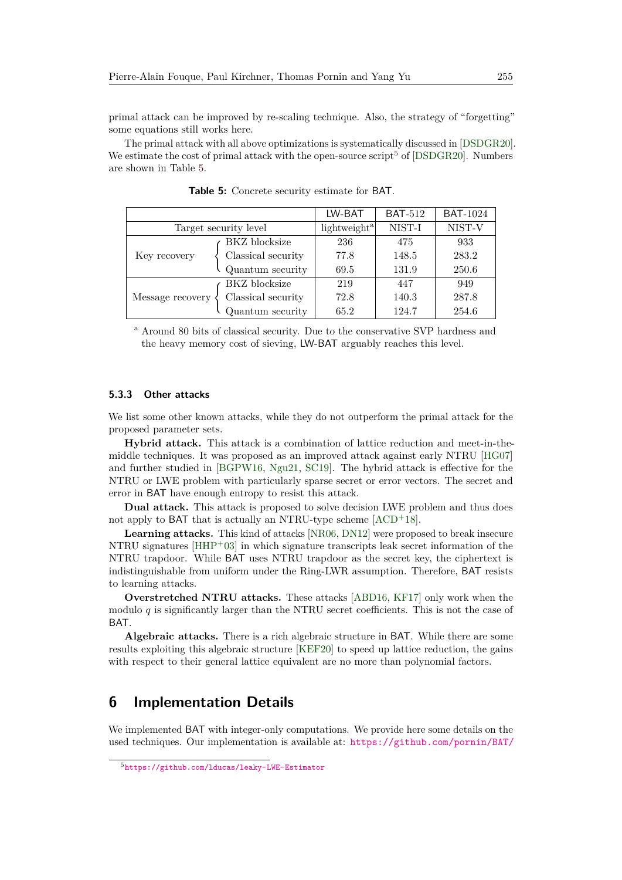primal attack can be improved by re-scaling technique. Also, the strategy of "forgetting" some equations still works here.

The primal attack with all above optimizations is systematically discussed in [DSDGR20]. We estimate the cost of primal attack with the open-source script[5] of [DSDGR20]. Numbers are shown in Table 5.

**Table 5:** Concrete security estimate for BAT.

| | | LW-BAT | BAT-512 | BAT-1024 |
|---|---|---|---|---|
| Target security level | | lightweight[a] | NIST-I | NIST-V |
| Key recovery | BKZ blocksize | 236 | 475 | 933 |
| | Classical security | 77.8 | 148.5 | 283.2 |
| | Quantum security | 69.5 | 131.9 | 250.6 |
| Message recovery | BKZ blocksize | 219 | 447 | 949 |
| | Classical security | 72.8 | 140.3 | 287.8 |
| | Quantum security | 65.2 | 124.7 | 254.6 |

[a] Around 80 bits of classical security. Due to the conservative SVP hardness and the heavy memory cost of sieving, LW-BAT arguably reaches this level.

### 5.3.3 Other attacks

We list some other known attacks, while they do not outperform the primal attack for the proposed parameter sets.

**Hybrid attack.** This attack is a combination of lattice reduction and meet-in-the-middle techniques. It was proposed as an improved attack against early NTRU [HG07] and further studied in [BGPW16, Ngu21, SC19]. The hybrid attack is effective for the NTRU or LWE problem with particularly sparse secret or error vectors. The secret and error in BAT have enough entropy to resist this attack.

**Dual attack.** This attack is proposed to solve decision LWE problem and thus does not apply to BAT that is actually an NTRU-type scheme [ACD+18].

**Learning attacks.** This kind of attacks [NR06, DN12] were proposed to break insecure NTRU signatures [HHP+03] in which signature transcripts leak secret information of the NTRU trapdoor. While BAT uses NTRU trapdoor as the secret key, the ciphertext is indistinguishable from uniform under the Ring-LWR assumption. Therefore, BAT resists to learning attacks.

**Overstretched NTRU attacks.** These attacks [ABD16, KF17] only work when the modulo $q$ is significantly larger than the NTRU secret coefficients. This is not the case of BAT.

**Algebraic attacks.** There is a rich algebraic structure in BAT. While there are some results exploiting this algebraic structure [KEF20] to speed up lattice reduction, the gains with respect to their general lattice equivalent are no more than polynomial factors.

# 6 Implementation Details

We implemented BAT with integer-only computations. We provide here some details on the used techniques. Our implementation is available at: https://github.com/pornin/BAT/

[5] https://github.com/lducas/leaky-LWE-Estimator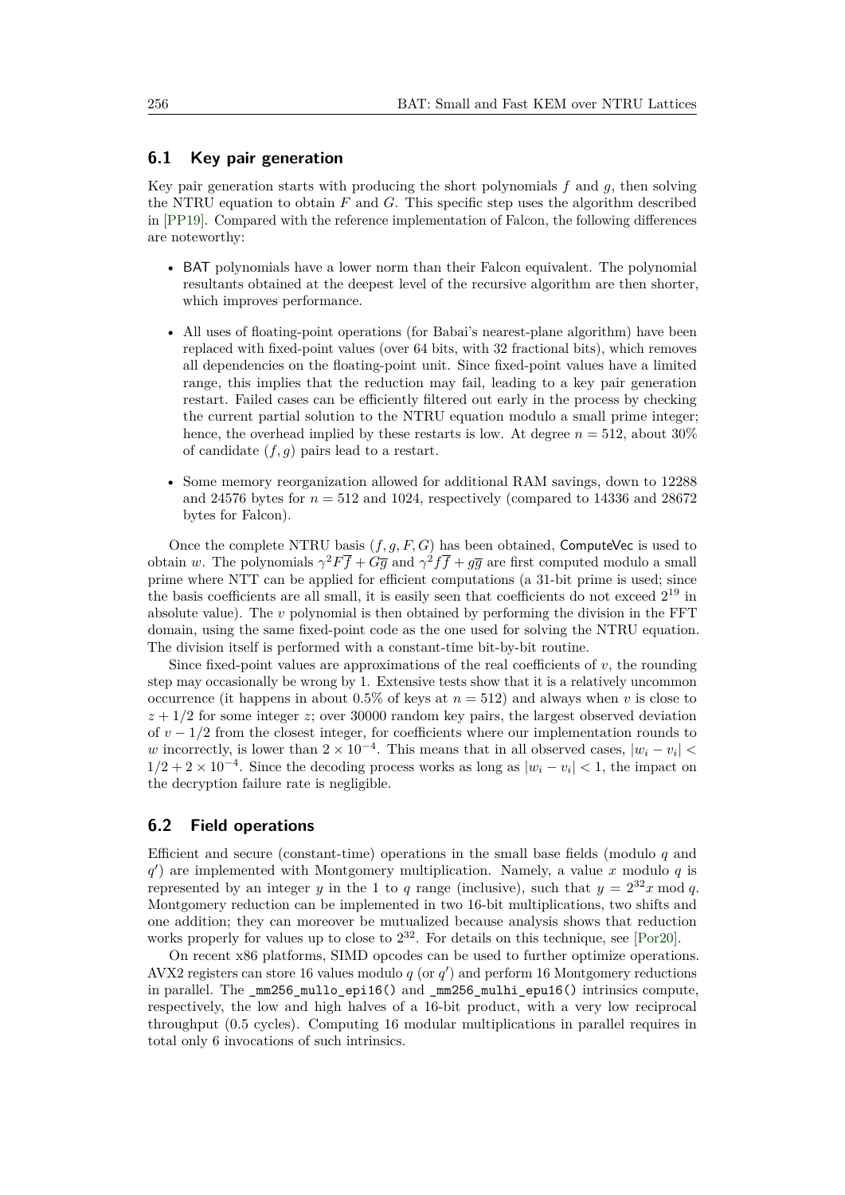## 6.1 Key pair generation

Key pair generation starts with producing the short polynomials $f$ and $g$, then solving the NTRU equation to obtain $F$ and $G$. This specific step uses the algorithm described in [PP19]. Compared with the reference implementation of Falcon, the following differences are noteworthy:

- BAT polynomials have a lower norm than their Falcon equivalent. The polynomial resultants obtained at the deepest level of the recursive algorithm are then shorter, which improves performance.
- All uses of floating-point operations (for Babai's nearest-plane algorithm) have been replaced with fixed-point values (over 64 bits, with 32 fractional bits), which removes all dependencies on the floating-point unit. Since fixed-point values have a limited range, this implies that the reduction may fail, leading to a key pair generation restart. Failed cases can be efficiently filtered out early in the process by checking the current partial solution to the NTRU equation modulo a small prime integer; hence, the overhead implied by these restarts is low. At degree $n = 512$, about 30% of candidate $(f, g)$ pairs lead to a restart.
- Some memory reorganization allowed for additional RAM savings, down to 12288 and 24576 bytes for $n = 512$ and 1024, respectively (compared to 14336 and 28672 bytes for Falcon).

Once the complete NTRU basis $(f, g, F, G)$ has been obtained, ComputeVec is used to obtain $w$. The polynomials $\gamma^2 F\overline{f} + G\overline{g}$ and $\gamma^2 f\overline{f} + g\overline{g}$ are first computed modulo a small prime where NTT can be applied for efficient computations (a 31-bit prime is used; since the basis coefficients are all small, it is easily seen that coefficients do not exceed $2^{19}$ in absolute value). The $v$ polynomial is then obtained by performing the division in the FFT domain, using the same fixed-point code as the one used for solving the NTRU equation. The division itself is performed with a constant-time bit-by-bit routine.

Since fixed-point values are approximations of the real coefficients of $v$, the rounding step may occasionally be wrong by 1. Extensive tests show that it is a relatively uncommon occurrence (it happens in about 0.5% of keys at $n = 512$) and always when $v$ is close to $z + 1/2$ for some integer $z$; over 30000 random key pairs, the largest observed deviation of $v - 1/2$ from the closest integer, for coefficients where our implementation rounds to $w$ incorrectly, is lower than $2 \times 10^{-4}$. This means that in all observed cases, $|w_i - v_i| < 1/2 + 2 \times 10^{-4}$. Since the decoding process works as long as $|w_i - v_i| < 1$, the impact on the decryption failure rate is negligible.

## 6.2 Field operations

Efficient and secure (constant-time) operations in the small base fields (modulo $q$ and $q'$) are implemented with Montgomery multiplication. Namely, a value $x$ modulo $q$ is represented by an integer $y$ in the 1 to $q$ range (inclusive), such that $y = 2^{32}x \bmod q$. Montgomery reduction can be implemented in two 16-bit multiplications, two shifts and one addition; they can moreover be mutualized because analysis shows that reduction works properly for values up to close to $2^{32}$. For details on this technique, see [Por20].

On recent x86 platforms, SIMD opcodes can be used to further optimize operations. AVX2 registers can store 16 values modulo $q$ (or $q'$) and perform 16 Montgomery reductions in parallel. The `_mm256_mullo_epi16()` and `_mm256_mulhi_epu16()` intrinsics compute, respectively, the low and high halves of a 16-bit product, with a very low reciprocal throughput (0.5 cycles). Computing 16 modular multiplications in parallel requires in total only 6 invocations of such intrinsics.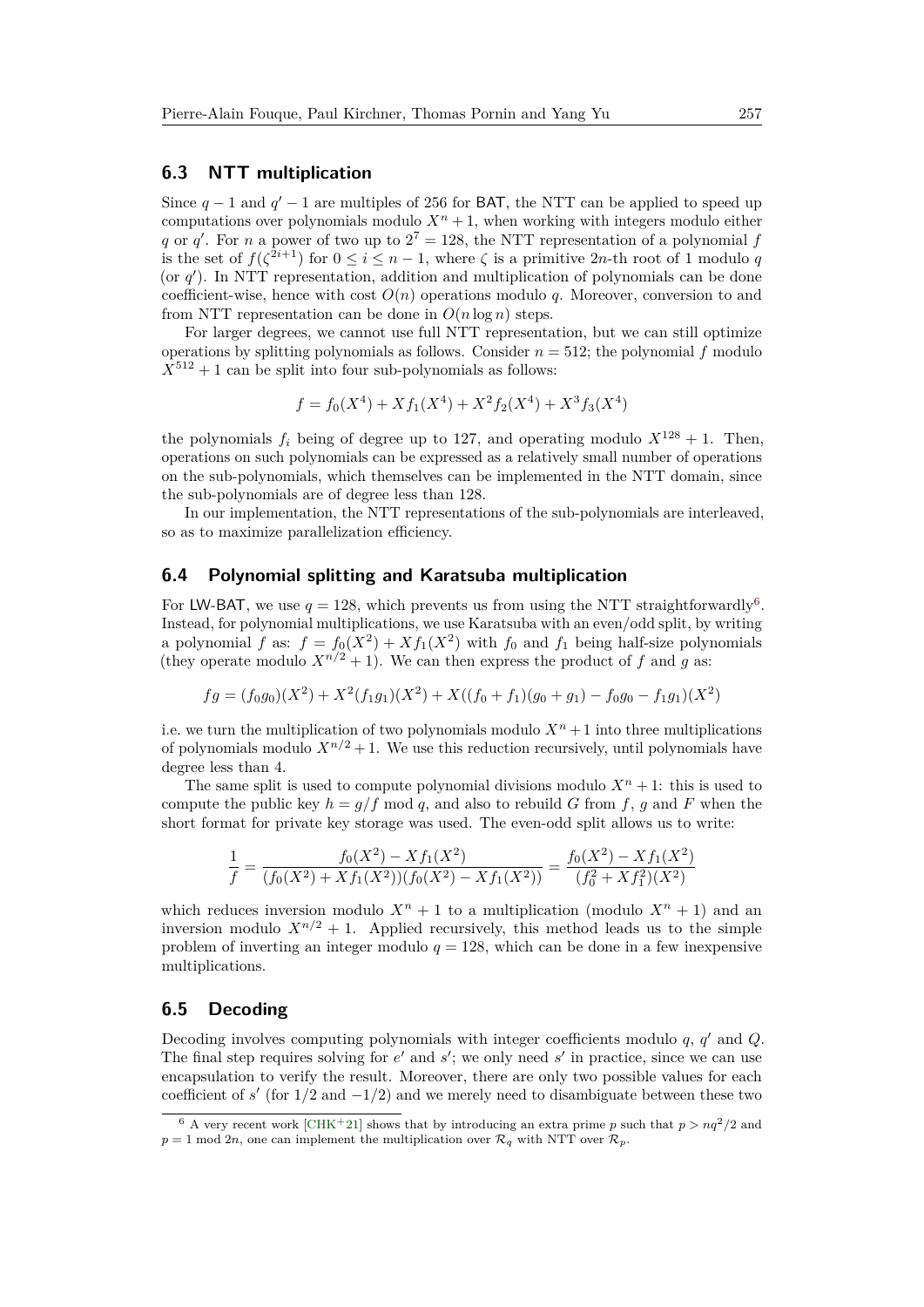## 6.3 NTT multiplication

Since $q-1$ and $q'-1$ are multiples of 256 for BAT, the NTT can be applied to speed up computations over polynomials modulo $X^n+1$, when working with integers modulo either $q$ or $q'$. For $n$ a power of two up to $2^7 = 128$, the NTT representation of a polynomial $f$ is the set of $f(\zeta^{2i+1})$ for $0 \le i \le n-1$, where $\zeta$ is a primitive $2n$-th root of 1 modulo $q$ (or $q'$). In NTT representation, addition and multiplication of polynomials can be done coefficient-wise, hence with cost $O(n)$ operations modulo $q$. Moreover, conversion to and from NTT representation can be done in $O(n \log n)$ steps.

For larger degrees, we cannot use full NTT representation, but we can still optimize operations by splitting polynomials as follows. Consider $n = 512$; the polynomial $f$ modulo $X^{512}+1$ can be split into four sub-polynomials as follows:

$$f = f_0(X^4) + Xf_1(X^4) + X^2 f_2(X^4) + X^3 f_3(X^4)$$

the polynomials $f_i$ being of degree up to 127, and operating modulo $X^{128}+1$. Then, operations on such polynomials can be expressed as a relatively small number of operations on the sub-polynomials, which themselves can be implemented in the NTT domain, since the sub-polynomials are of degree less than 128.

In our implementation, the NTT representations of the sub-polynomials are interleaved, so as to maximize parallelization efficiency.

## 6.4 Polynomial splitting and Karatsuba multiplication

For LW-BAT, we use $q = 128$, which prevents us from using the NTT straightforwardly[6]. Instead, for polynomial multiplications, we use Karatsuba with an even/odd split, by writing a polynomial $f$ as: $f = f_0(X^2) + Xf_1(X^2)$ with $f_0$ and $f_1$ being half-size polynomials (they operate modulo $X^{n/2}+1$). We can then express the product of $f$ and $g$ as:

$$fg = (f_0 g_0)(X^2) + X^2(f_1 g_1)(X^2) + X((f_0+f_1)(g_0+g_1) - f_0 g_0 - f_1 g_1)(X^2)$$

i.e. we turn the multiplication of two polynomials modulo $X^n+1$ into three multiplications of polynomials modulo $X^{n/2}+1$. We use this reduction recursively, until polynomials have degree less than 4.

The same split is used to compute polynomial divisions modulo $X^n+1$: this is used to compute the public key $h = g/f \bmod q$, and also to rebuild $G$ from $f$, $g$ and $F$ when the short format for private key storage was used. The even-odd split allows us to write:

$$\frac{1}{f} = \frac{f_0(X^2) - Xf_1(X^2)}{(f_0(X^2) + Xf_1(X^2))(f_0(X^2) - Xf_1(X^2))} = \frac{f_0(X^2) - Xf_1(X^2)}{(f_0^2 + Xf_1^2)(X^2)}$$

which reduces inversion modulo $X^n+1$ to a multiplication (modulo $X^n+1$) and an inversion modulo $X^{n/2}+1$. Applied recursively, this method leads us to the simple problem of inverting an integer modulo $q = 128$, which can be done in a few inexpensive multiplications.

## 6.5 Decoding

Decoding involves computing polynomials with integer coefficients modulo $q$, $q'$ and $Q$. The final step requires solving for $e'$ and $s'$; we only need $s'$ in practice, since we can use encapsulation to verify the result. Moreover, there are only two possible values for each coefficient of $s'$ (for $1/2$ and $-1/2$) and we merely need to disambiguate between these two

---

[6] A very recent work [CHK+21] shows that by introducing an extra prime $p$ such that $p > nq^2/2$ and $p = 1 \bmod 2n$, one can implement the multiplication over $\mathcal{R}_q$ with NTT over $\mathcal{R}_p$.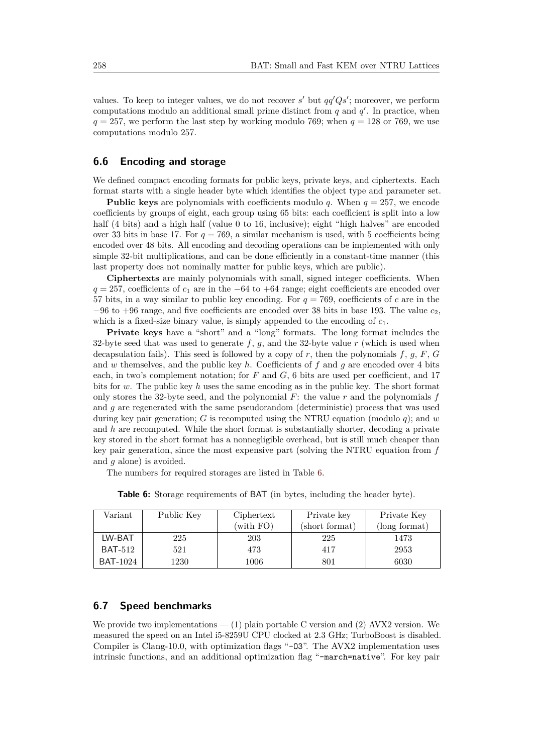values. To keep to integer values, we do not recover $s'$ but $qq'Qs'$; moreover, we perform computations modulo an additional small prime distinct from $q$ and $q'$. In practice, when $q = 257$, we perform the last step by working modulo 769; when $q = 128$ or 769, we use computations modulo 257.

## 6.6 Encoding and storage

We defined compact encoding formats for public keys, private keys, and ciphertexts. Each format starts with a single header byte which identifies the object type and parameter set.

**Public keys** are polynomials with coefficients modulo $q$. When $q = 257$, we encode coefficients by groups of eight, each group using 65 bits: each coefficient is split into a low half (4 bits) and a high half (value 0 to 16, inclusive); eight "high halves" are encoded over 33 bits in base 17. For $q = 769$, a similar mechanism is used, with 5 coefficients being encoded over 48 bits. All encoding and decoding operations can be implemented with only simple 32-bit multiplications, and can be done efficiently in a constant-time manner (this last property does not nominally matter for public keys, which are public).

**Ciphertexts** are mainly polynomials with small, signed integer coefficients. When $q = 257$, coefficients of $c_1$ are in the $-64$ to $+64$ range; eight coefficients are encoded over 57 bits, in a way similar to public key encoding. For $q = 769$, coefficients of $c$ are in the $-96$ to $+96$ range, and five coefficients are encoded over 38 bits in base 193. The value $c_2$, which is a fixed-size binary value, is simply appended to the encoding of $c_1$.

**Private keys** have a "short" and a "long" formats. The long format includes the 32-byte seed that was used to generate $f$, $g$, and the 32-byte value $r$ (which is used when decapsulation fails). This seed is followed by a copy of $r$, then the polynomials $f$, $g$, $F$, $G$ and $w$ themselves, and the public key $h$. Coefficients of $f$ and $g$ are encoded over 4 bits each, in two's complement notation; for $F$ and $G$, 6 bits are used per coefficient, and 17 bits for $w$. The public key $h$ uses the same encoding as in the public key. The short format only stores the 32-byte seed, and the polynomial $F$: the value $r$ and the polynomials $f$ and $g$ are regenerated with the same pseudorandom (deterministic) process that was used during key pair generation; $G$ is recomputed using the NTRU equation (modulo $q$); and $w$ and $h$ are recomputed. While the short format is substantially shorter, decoding a private key stored in the short format has a nonnegligible overhead, but is still much cheaper than key pair generation, since the most expensive part (solving the NTRU equation from $f$ and $g$ alone) is avoided.

The numbers for required storages are listed in Table 6.

**Table 6:** Storage requirements of BAT (in bytes, including the header byte).

| Variant | Public Key | Ciphertext (with FO) | Private key (short format) | Private Key (long format) |
|---|---|---|---|---|
| LW-BAT | 225 | 203 | 225 | 1473 |
| BAT-512 | 521 | 473 | 417 | 2953 |
| BAT-1024 | 1230 | 1006 | 801 | 6030 |

## 6.7 Speed benchmarks

We provide two implementations — (1) plain portable C version and (2) AVX2 version. We measured the speed on an Intel i5-8259U CPU clocked at 2.3 GHz; TurboBoost is disabled. Compiler is Clang-10.0, with optimization flags "`-O3`". The AVX2 implementation uses intrinsic functions, and an additional optimization flag "`-march=native`". For key pair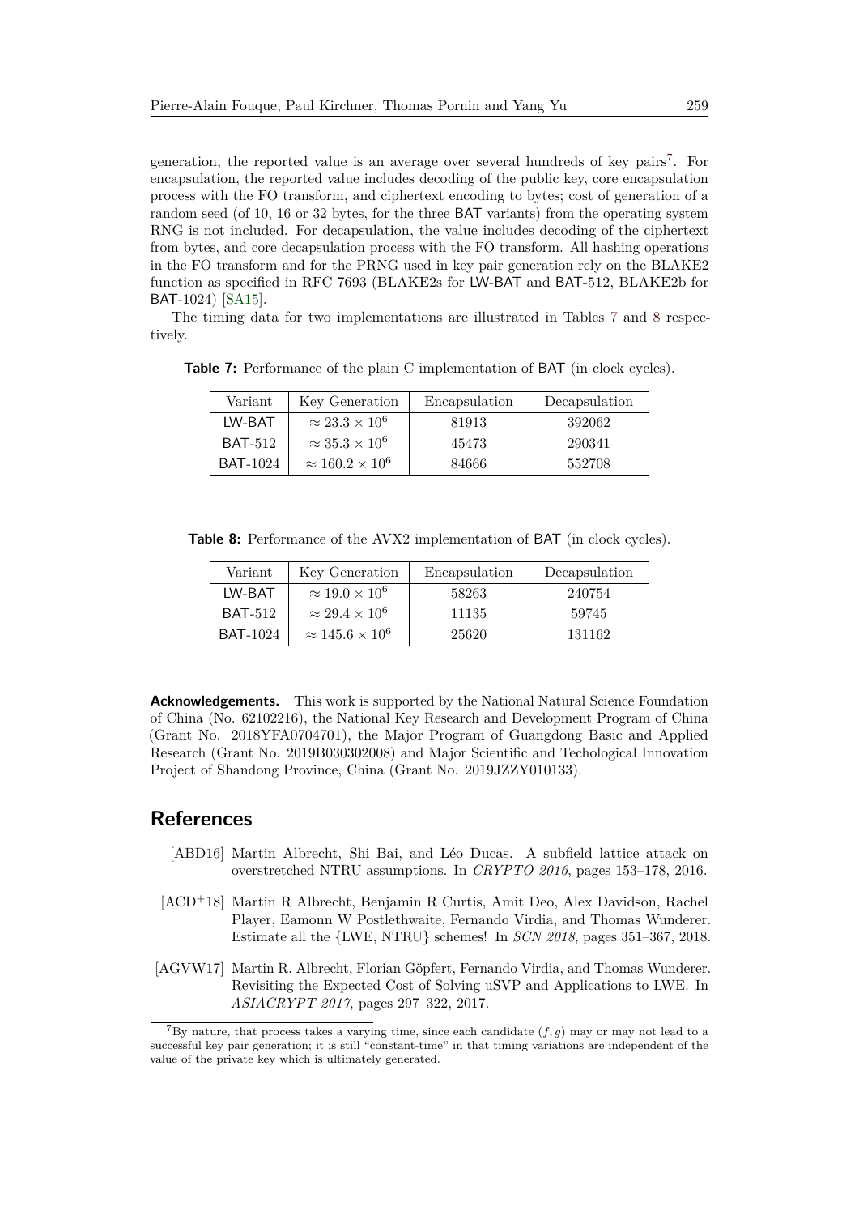generation, the reported value is an average over several hundreds of key pairs[7]. For encapsulation, the reported value includes decoding of the public key, core encapsulation process with the FO transform, and ciphertext encoding to bytes; cost of generation of a random seed (of 10, 16 or 32 bytes, for the three BAT variants) from the operating system RNG is not included. For decapsulation, the value includes decoding of the ciphertext from bytes, and core decapsulation process with the FO transform. All hashing operations in the FO transform and for the PRNG used in key pair generation rely on the BLAKE2 function as specified in RFC 7693 (BLAKE2s for LW-BAT and BAT-512, BLAKE2b for BAT-1024) [SA15].

The timing data for two implementations are illustrated in Tables 7 and 8 respectively.

**Table 7:** Performance of the plain C implementation of BAT (in clock cycles).

| Variant | Key Generation | Encapsulation | Decapsulation |
|---|---|---|---|
| LW-BAT | $\approx 23.3 \times 10^6$ | 81913 | 392062 |
| BAT-512 | $\approx 35.3 \times 10^6$ | 45473 | 290341 |
| BAT-1024 | $\approx 160.2 \times 10^6$ | 84666 | 552708 |

**Table 8:** Performance of the AVX2 implementation of BAT (in clock cycles).

| Variant | Key Generation | Encapsulation | Decapsulation |
|---|---|---|---|
| LW-BAT | $\approx 19.0 \times 10^6$ | 58263 | 240754 |
| BAT-512 | $\approx 29.4 \times 10^6$ | 11135 | 59745 |
| BAT-1024 | $\approx 145.6 \times 10^6$ | 25620 | 131162 |

**Acknowledgements.** This work is supported by the National Natural Science Foundation of China (No. 62102216), the National Key Research and Development Program of China (Grant No. 2018YFA0704701), the Major Program of Guangdong Basic and Applied Research (Grant No. 2019B030302008) and Major Scientific and Techological Innovation Project of Shandong Province, China (Grant No. 2019JZZY010133).

## References

[ABD16] Martin Albrecht, Shi Bai, and Léo Ducas. A subfield lattice attack on overstretched NTRU assumptions. In *CRYPTO 2016*, pages 153–178, 2016.

[ACD+18] Martin R Albrecht, Benjamin R Curtis, Amit Deo, Alex Davidson, Rachel Player, Eamonn W Postlethwaite, Fernando Virdia, and Thomas Wunderer. Estimate all the {LWE, NTRU} schemes! In *SCN 2018*, pages 351–367, 2018.

[AGVW17] Martin R. Albrecht, Florian Göpfert, Fernando Virdia, and Thomas Wunderer. Revisiting the Expected Cost of Solving uSVP and Applications to LWE. In *ASIACRYPT 2017*, pages 297–322, 2017.

[7] By nature, that process takes a varying time, since each candidate $(f, g)$ may or may not lead to a successful key pair generation; it is still "constant-time" in that timing variations are independent of the value of the private key which is ultimately generated.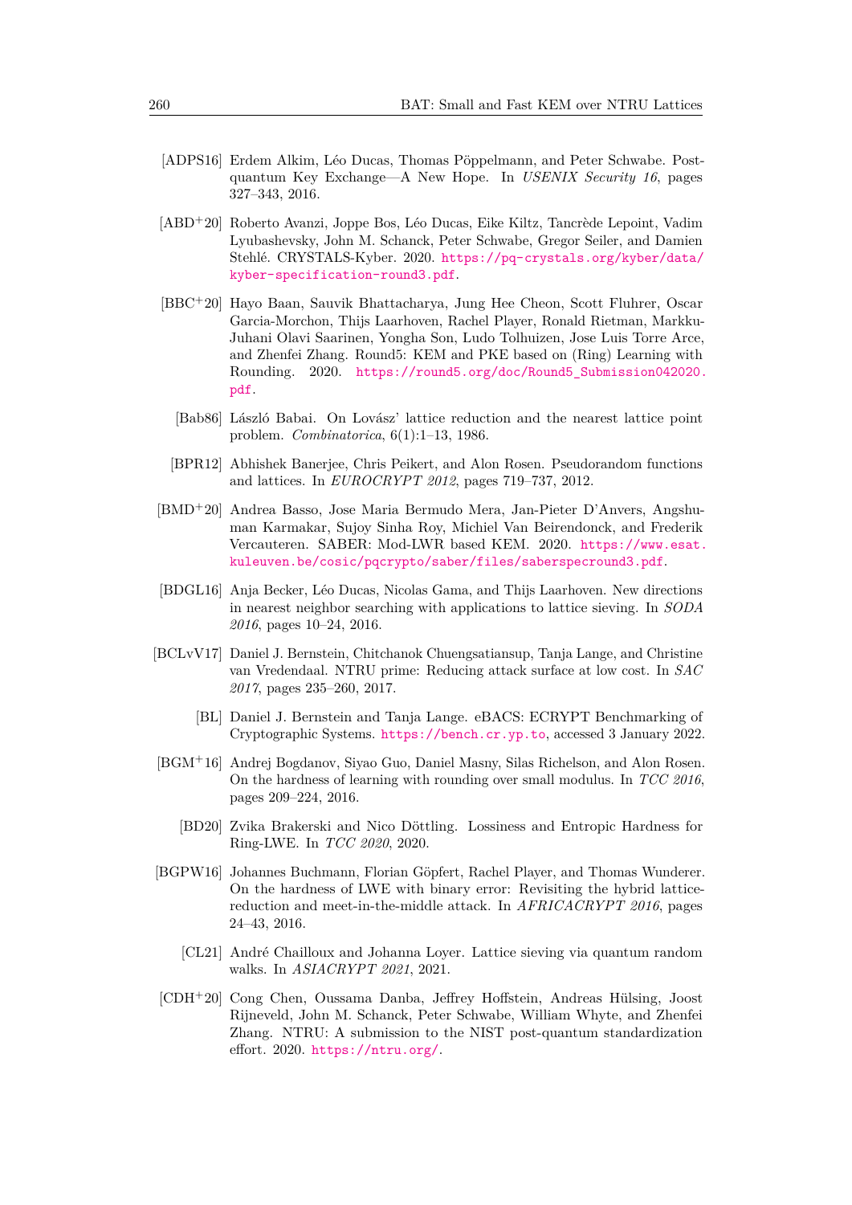[ADPS16] Erdem Alkim, Léo Ducas, Thomas Pöppelmann, and Peter Schwabe. Post-quantum Key Exchange—A New Hope. In *USENIX Security 16*, pages 327–343, 2016.

[ABD+20] Roberto Avanzi, Joppe Bos, Léo Ducas, Eike Kiltz, Tancrède Lepoint, Vadim Lyubashevsky, John M. Schanck, Peter Schwabe, Gregor Seiler, and Damien Stehlé. CRYSTALS-Kyber. 2020. https://pq-crystals.org/kyber/data/kyber-specification-round3.pdf.

[BBC+20] Hayo Baan, Sauvik Bhattacharya, Jung Hee Cheon, Scott Fluhrer, Oscar Garcia-Morchon, Thijs Laarhoven, Rachel Player, Ronald Rietman, Markku-Juhani Olavi Saarinen, Yongha Son, Ludo Tolhuizen, Jose Luis Torre Arce, and Zhenfei Zhang. Round5: KEM and PKE based on (Ring) Learning with Rounding. 2020. https://round5.org/doc/Round5_Submission042020.pdf.

[Bab86] László Babai. On Lovász' lattice reduction and the nearest lattice point problem. *Combinatorica*, 6(1):1–13, 1986.

[BPR12] Abhishek Banerjee, Chris Peikert, and Alon Rosen. Pseudorandom functions and lattices. In *EUROCRYPT 2012*, pages 719–737, 2012.

[BMD+20] Andrea Basso, Jose Maria Bermudo Mera, Jan-Pieter D'Anvers, Angshuman Karmakar, Sujoy Sinha Roy, Michiel Van Beirendonck, and Frederik Vercauteren. SABER: Mod-LWR based KEM. 2020. https://www.esat.kuleuven.be/cosic/pqcrypto/saber/files/saberspecround3.pdf.

[BDGL16] Anja Becker, Léo Ducas, Nicolas Gama, and Thijs Laarhoven. New directions in nearest neighbor searching with applications to lattice sieving. In *SODA 2016*, pages 10–24, 2016.

[BCLvV17] Daniel J. Bernstein, Chitchanok Chuengsatiansup, Tanja Lange, and Christine van Vredendaal. NTRU prime: Reducing attack surface at low cost. In *SAC 2017*, pages 235–260, 2017.

[BL] Daniel J. Bernstein and Tanja Lange. eBACS: ECRYPT Benchmarking of Cryptographic Systems. https://bench.cr.yp.to, accessed 3 January 2022.

[BGM+16] Andrej Bogdanov, Siyao Guo, Daniel Masny, Silas Richelson, and Alon Rosen. On the hardness of learning with rounding over small modulus. In *TCC 2016*, pages 209–224, 2016.

[BD20] Zvika Brakerski and Nico Döttling. Lossiness and Entropic Hardness for Ring-LWE. In *TCC 2020*, 2020.

[BGPW16] Johannes Buchmann, Florian Göpfert, Rachel Player, and Thomas Wunderer. On the hardness of LWE with binary error: Revisiting the hybrid lattice-reduction and meet-in-the-middle attack. In *AFRICACRYPT 2016*, pages 24–43, 2016.

[CL21] André Chailloux and Johanna Loyer. Lattice sieving via quantum random walks. In *ASIACRYPT 2021*, 2021.

[CDH+20] Cong Chen, Oussama Danba, Jeffrey Hoffstein, Andreas Hülsing, Joost Rijneveld, John M. Schanck, Peter Schwabe, William Whyte, and Zhenfei Zhang. NTRU: A submission to the NIST post-quantum standardization effort. 2020. https://ntru.org/.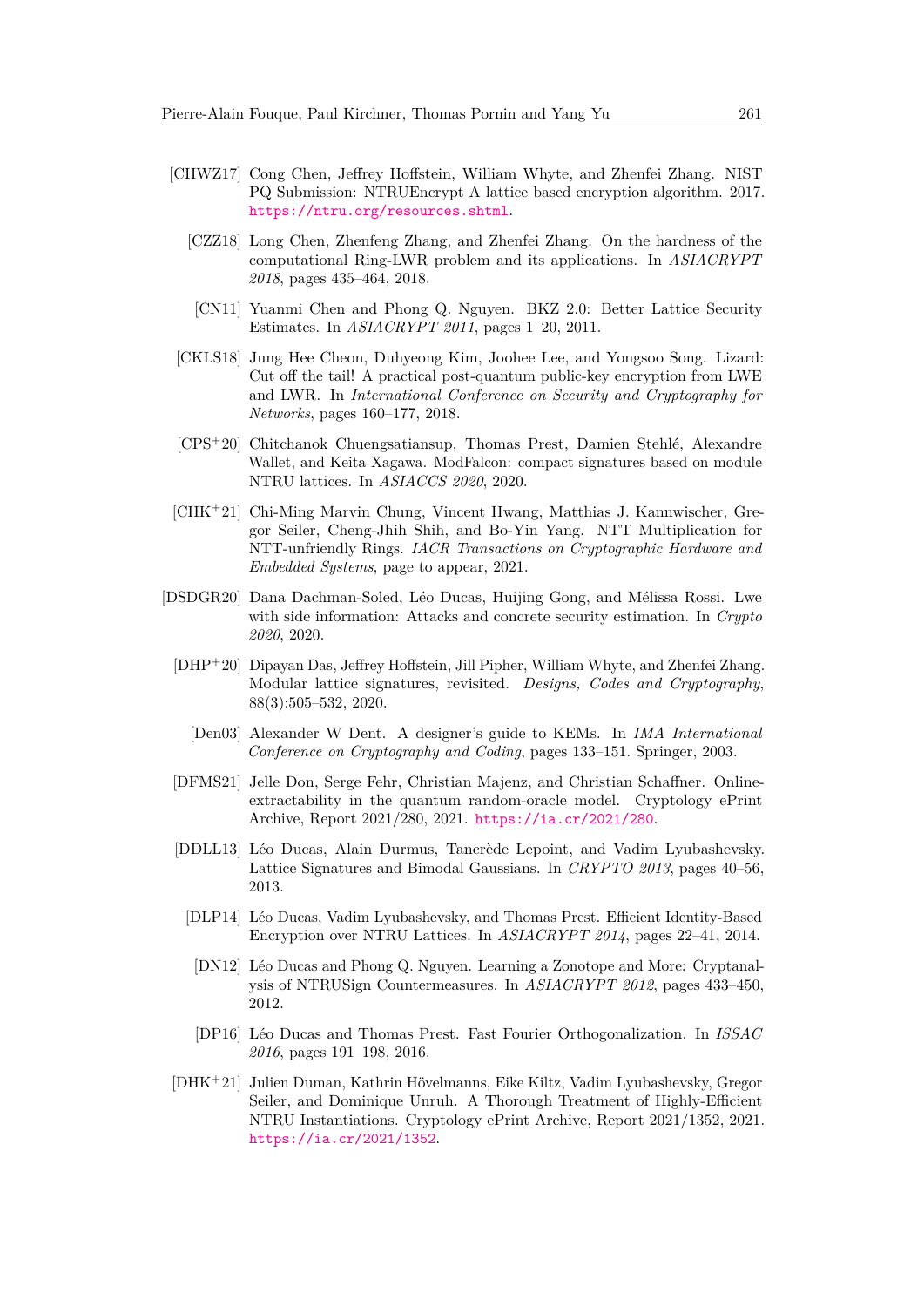[CHWZ17] Cong Chen, Jeffrey Hoffstein, William Whyte, and Zhenfei Zhang. NIST PQ Submission: NTRUEncrypt A lattice based encryption algorithm. 2017. https://ntru.org/resources.shtml.

[CZZ18] Long Chen, Zhenfeng Zhang, and Zhenfei Zhang. On the hardness of the computational Ring-LWR problem and its applications. In *ASIACRYPT 2018*, pages 435–464, 2018.

[CN11] Yuanmi Chen and Phong Q. Nguyen. BKZ 2.0: Better Lattice Security Estimates. In *ASIACRYPT 2011*, pages 1–20, 2011.

[CKLS18] Jung Hee Cheon, Duhyeong Kim, Joohee Lee, and Yongsoo Song. Lizard: Cut off the tail! A practical post-quantum public-key encryption from LWE and LWR. In *International Conference on Security and Cryptography for Networks*, pages 160–177, 2018.

[CPS+20] Chitchanok Chuengsatiansup, Thomas Prest, Damien Stehlé, Alexandre Wallet, and Keita Xagawa. ModFalcon: compact signatures based on module NTRU lattices. In *ASIACCS 2020*, 2020.

[CHK+21] Chi-Ming Marvin Chung, Vincent Hwang, Matthias J. Kannwischer, Gregor Seiler, Cheng-Jhih Shih, and Bo-Yin Yang. NTT Multiplication for NTT-unfriendly Rings. *IACR Transactions on Cryptographic Hardware and Embedded Systems*, page to appear, 2021.

[DSDGR20] Dana Dachman-Soled, Léo Ducas, Huijing Gong, and Mélissa Rossi. Lwe with side information: Attacks and concrete security estimation. In *Crypto 2020*, 2020.

[DHP+20] Dipayan Das, Jeffrey Hoffstein, Jill Pipher, William Whyte, and Zhenfei Zhang. Modular lattice signatures, revisited. *Designs, Codes and Cryptography*, 88(3):505–532, 2020.

[Den03] Alexander W Dent. A designer's guide to KEMs. In *IMA International Conference on Cryptography and Coding*, pages 133–151. Springer, 2003.

[DFMS21] Jelle Don, Serge Fehr, Christian Majenz, and Christian Schaffner. Online-extractability in the quantum random-oracle model. Cryptology ePrint Archive, Report 2021/280, 2021. https://ia.cr/2021/280.

[DDLL13] Léo Ducas, Alain Durmus, Tancrède Lepoint, and Vadim Lyubashevsky. Lattice Signatures and Bimodal Gaussians. In *CRYPTO 2013*, pages 40–56, 2013.

[DLP14] Léo Ducas, Vadim Lyubashevsky, and Thomas Prest. Efficient Identity-Based Encryption over NTRU Lattices. In *ASIACRYPT 2014*, pages 22–41, 2014.

[DN12] Léo Ducas and Phong Q. Nguyen. Learning a Zonotope and More: Cryptanalysis of NTRUSign Countermeasures. In *ASIACRYPT 2012*, pages 433–450, 2012.

[DP16] Léo Ducas and Thomas Prest. Fast Fourier Orthogonalization. In *ISSAC 2016*, pages 191–198, 2016.

[DHK+21] Julien Duman, Kathrin Hövelmanns, Eike Kiltz, Vadim Lyubashevsky, Gregor Seiler, and Dominique Unruh. A Thorough Treatment of Highly-Efficient NTRU Instantiations. Cryptology ePrint Archive, Report 2021/1352, 2021. https://ia.cr/2021/1352.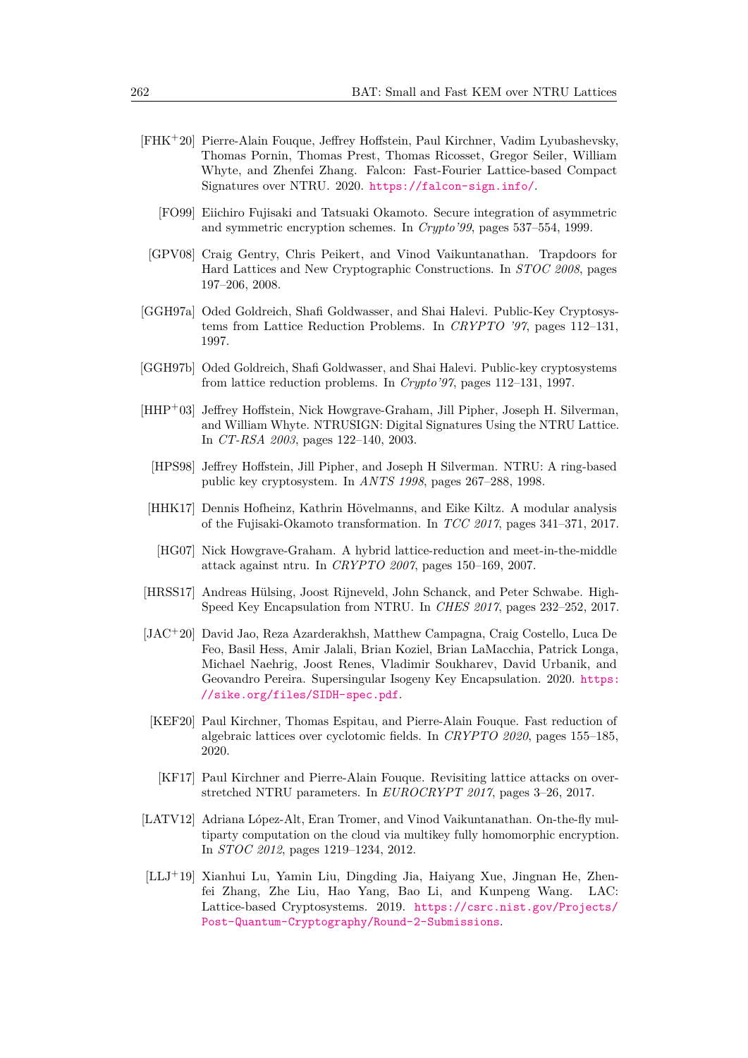[FHK+20] Pierre-Alain Fouque, Jeffrey Hoffstein, Paul Kirchner, Vadim Lyubashevsky, Thomas Pornin, Thomas Prest, Thomas Ricosset, Gregor Seiler, William Whyte, and Zhenfei Zhang. Falcon: Fast-Fourier Lattice-based Compact Signatures over NTRU. 2020. https://falcon-sign.info/.

[FO99] Eiichiro Fujisaki and Tatsuaki Okamoto. Secure integration of asymmetric and symmetric encryption schemes. In *Crypto'99*, pages 537–554, 1999.

[GPV08] Craig Gentry, Chris Peikert, and Vinod Vaikuntanathan. Trapdoors for Hard Lattices and New Cryptographic Constructions. In *STOC 2008*, pages 197–206, 2008.

[GGH97a] Oded Goldreich, Shafi Goldwasser, and Shai Halevi. Public-Key Cryptosystems from Lattice Reduction Problems. In *CRYPTO '97*, pages 112–131, 1997.

[GGH97b] Oded Goldreich, Shafi Goldwasser, and Shai Halevi. Public-key cryptosystems from lattice reduction problems. In *Crypto'97*, pages 112–131, 1997.

[HHP+03] Jeffrey Hoffstein, Nick Howgrave-Graham, Jill Pipher, Joseph H. Silverman, and William Whyte. NTRUSIGN: Digital Signatures Using the NTRU Lattice. In *CT-RSA 2003*, pages 122–140, 2003.

[HPS98] Jeffrey Hoffstein, Jill Pipher, and Joseph H Silverman. NTRU: A ring-based public key cryptosystem. In *ANTS 1998*, pages 267–288, 1998.

[HHK17] Dennis Hofheinz, Kathrin Hövelmanns, and Eike Kiltz. A modular analysis of the Fujisaki-Okamoto transformation. In *TCC 2017*, pages 341–371, 2017.

[HG07] Nick Howgrave-Graham. A hybrid lattice-reduction and meet-in-the-middle attack against ntru. In *CRYPTO 2007*, pages 150–169, 2007.

[HRSS17] Andreas Hülsing, Joost Rijneveld, John Schanck, and Peter Schwabe. High-Speed Key Encapsulation from NTRU. In *CHES 2017*, pages 232–252, 2017.

[JAC+20] David Jao, Reza Azarderakhsh, Matthew Campagna, Craig Costello, Luca De Feo, Basil Hess, Amir Jalali, Brian Koziel, Brian LaMacchia, Patrick Longa, Michael Naehrig, Joost Renes, Vladimir Soukharev, David Urbanik, and Geovandro Pereira. Supersingular Isogeny Key Encapsulation. 2020. https://sike.org/files/SIDH-spec.pdf.

[KEF20] Paul Kirchner, Thomas Espitau, and Pierre-Alain Fouque. Fast reduction of algebraic lattices over cyclotomic fields. In *CRYPTO 2020*, pages 155–185, 2020.

[KF17] Paul Kirchner and Pierre-Alain Fouque. Revisiting lattice attacks on overstretched NTRU parameters. In *EUROCRYPT 2017*, pages 3–26, 2017.

[LATV12] Adriana López-Alt, Eran Tromer, and Vinod Vaikuntanathan. On-the-fly multiparty computation on the cloud via multikey fully homomorphic encryption. In *STOC 2012*, pages 1219–1234, 2012.

[LLJ+19] Xianhui Lu, Yamin Liu, Dingding Jia, Haiyang Xue, Jingnan He, Zhenfei Zhang, Zhe Liu, Hao Yang, Bao Li, and Kunpeng Wang. LAC: Lattice-based Cryptosystems. 2019. https://csrc.nist.gov/Projects/Post-Quantum-Cryptography/Round-2-Submissions.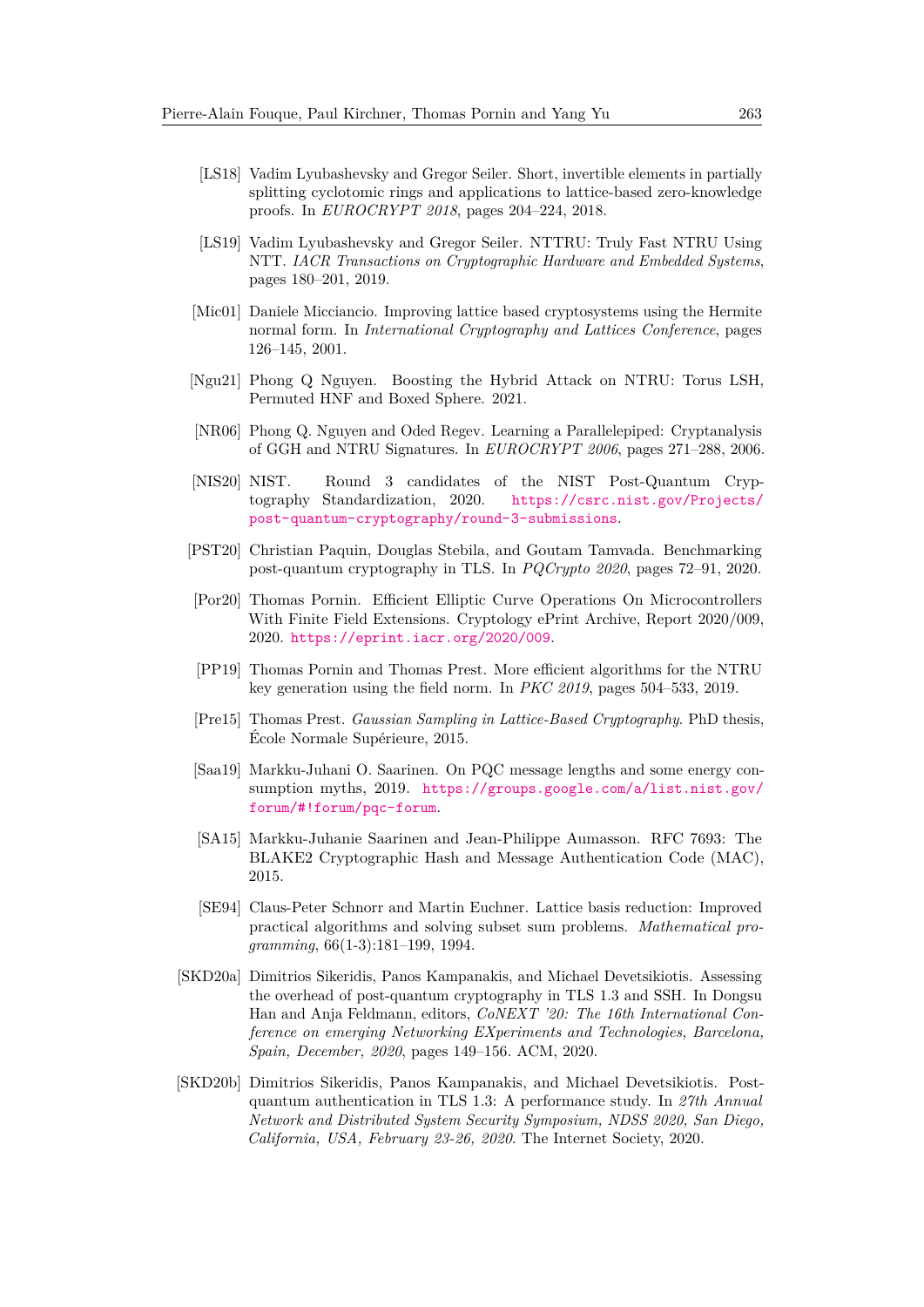[LS18] Vadim Lyubashevsky and Gregor Seiler. Short, invertible elements in partially splitting cyclotomic rings and applications to lattice-based zero-knowledge proofs. In *EUROCRYPT 2018*, pages 204–224, 2018.

[LS19] Vadim Lyubashevsky and Gregor Seiler. NTTRU: Truly Fast NTRU Using NTT. *IACR Transactions on Cryptographic Hardware and Embedded Systems*, pages 180–201, 2019.

[Mic01] Daniele Micciancio. Improving lattice based cryptosystems using the Hermite normal form. In *International Cryptography and Lattices Conference*, pages 126–145, 2001.

[Ngu21] Phong Q Nguyen. Boosting the Hybrid Attack on NTRU: Torus LSH, Permuted HNF and Boxed Sphere. 2021.

[NR06] Phong Q. Nguyen and Oded Regev. Learning a Parallelepiped: Cryptanalysis of GGH and NTRU Signatures. In *EUROCRYPT 2006*, pages 271–288, 2006.

[NIS20] NIST. Round 3 candidates of the NIST Post-Quantum Cryptography Standardization, 2020. https://csrc.nist.gov/Projects/post-quantum-cryptography/round-3-submissions.

[PST20] Christian Paquin, Douglas Stebila, and Goutam Tamvada. Benchmarking post-quantum cryptography in TLS. In *PQCrypto 2020*, pages 72–91, 2020.

[Por20] Thomas Pornin. Efficient Elliptic Curve Operations On Microcontrollers With Finite Field Extensions. Cryptology ePrint Archive, Report 2020/009, 2020. https://eprint.iacr.org/2020/009.

[PP19] Thomas Pornin and Thomas Prest. More efficient algorithms for the NTRU key generation using the field norm. In *PKC 2019*, pages 504–533, 2019.

[Pre15] Thomas Prest. *Gaussian Sampling in Lattice-Based Cryptography*. PhD thesis, École Normale Supérieure, 2015.

[Saa19] Markku-Juhani O. Saarinen. On PQC message lengths and some energy consumption myths, 2019. https://groups.google.com/a/list.nist.gov/forum/#!forum/pqc-forum.

[SA15] Markku-Juhanie Saarinen and Jean-Philippe Aumasson. RFC 7693: The BLAKE2 Cryptographic Hash and Message Authentication Code (MAC), 2015.

[SE94] Claus-Peter Schnorr and Martin Euchner. Lattice basis reduction: Improved practical algorithms and solving subset sum problems. *Mathematical programming*, 66(1-3):181–199, 1994.

[SKD20a] Dimitrios Sikeridis, Panos Kampanakis, and Michael Devetsikiotis. Assessing the overhead of post-quantum cryptography in TLS 1.3 and SSH. In Dongsu Han and Anja Feldmann, editors, *CoNEXT '20: The 16th International Conference on emerging Networking EXperiments and Technologies, Barcelona, Spain, December, 2020*, pages 149–156. ACM, 2020.

[SKD20b] Dimitrios Sikeridis, Panos Kampanakis, and Michael Devetsikiotis. Post-quantum authentication in TLS 1.3: A performance study. In *27th Annual Network and Distributed System Security Symposium, NDSS 2020, San Diego, California, USA, February 23-26, 2020*. The Internet Society, 2020.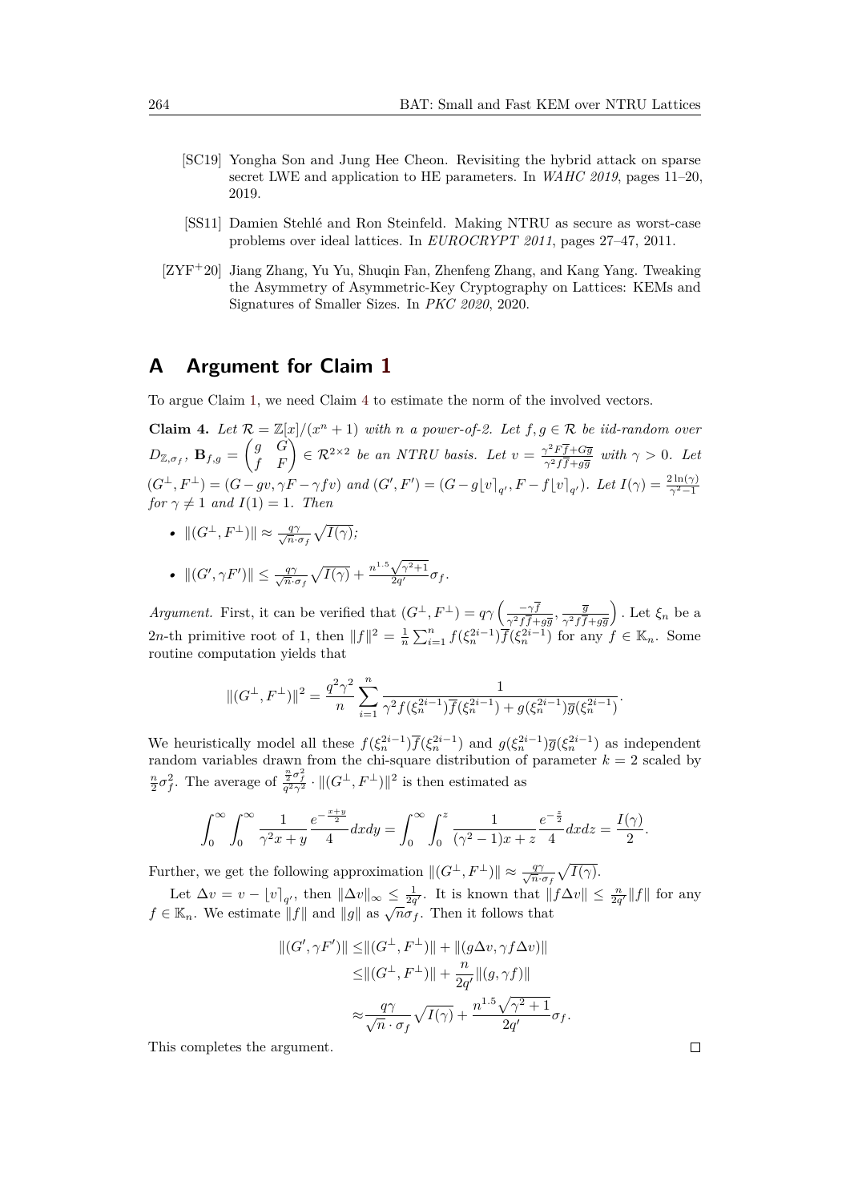- [SC19] Yongha Son and Jung Hee Cheon. Revisiting the hybrid attack on sparse secret LWE and application to HE parameters. In *WAHC 2019*, pages 11–20, 2019.
- [SS11] Damien Stehlé and Ron Steinfeld. Making NTRU as secure as worst-case problems over ideal lattices. In *EUROCRYPT 2011*, pages 27–47, 2011.
- [ZYF+20] Jiang Zhang, Yu Yu, Shuqin Fan, Zhenfeng Zhang, and Kang Yang. Tweaking the Asymmetry of Asymmetric-Key Cryptography on Lattices: KEMs and Signatures of Smaller Sizes. In *PKC 2020*, 2020.

# A Argument for Claim 1

To argue Claim 1, we need Claim 4 to estimate the norm of the involved vectors.

**Claim 4.** *Let $\mathcal{R} = \mathbb{Z}[x]/(x^n+1)$ with $n$ a power-of-2. Let $f, g \in \mathcal{R}$ be iid-random over $D_{\mathbb{Z},\sigma_f}$, $\mathbf{B}_{f,g} = \begin{pmatrix} g & G \\ f & F \end{pmatrix} \in \mathcal{R}^{2\times 2}$ be an NTRU basis. Let $v = \frac{\gamma^2 F\overline{f} + G\overline{g}}{\gamma^2 f\overline{f} + g\overline{g}}$ with $\gamma > 0$. Let $(G^\perp, F^\perp) = (G - gv, \gamma F - \gamma f v)$ and $(G', F') = (G - g\lfloor v \rceil_{q'}, F - f\lfloor v \rceil_{q'})$. Let $I(\gamma) = \frac{2\ln(\gamma)}{\gamma^2 - 1}$ for $\gamma \neq 1$ and $I(1) = 1$. Then*

- $\|(G^\perp, F^\perp)\| \approx \frac{q\gamma}{\sqrt{n}\cdot\sigma_f}\sqrt{I(\gamma)}$;
- $\|(G', \gamma F')\| \leq \frac{q\gamma}{\sqrt{n}\cdot\sigma_f}\sqrt{I(\gamma)} + \frac{n^{1.5}\sqrt{\gamma^2+1}}{2q'}\sigma_f$.

*Argument.* First, it can be verified that $(G^\perp, F^\perp) = q\gamma\left(\frac{-\gamma\overline{f}}{\gamma^2 f\overline{f} + g\overline{g}}, \frac{\overline{g}}{\gamma^2 f\overline{f} + g\overline{g}}\right)$. Let $\xi_n$ be a $2n$-th primitive root of 1, then $\|f\|^2 = \frac{1}{n}\sum_{i=1}^n f(\xi_n^{2i-1})\overline{f}(\xi_n^{2i-1})$ for any $f \in \mathbb{K}_n$. Some routine computation yields that

$$\|(G^\perp, F^\perp)\|^2 = \frac{q^2\gamma^2}{n}\sum_{i=1}^n \frac{1}{\gamma^2 f(\xi_n^{2i-1})\overline{f}(\xi_n^{2i-1}) + g(\xi_n^{2i-1})\overline{g}(\xi_n^{2i-1})}.$$

We heuristically model all these $f(\xi_n^{2i-1})\overline{f}(\xi_n^{2i-1})$ and $g(\xi_n^{2i-1})\overline{g}(\xi_n^{2i-1})$ as independent random variables drawn from the chi-square distribution of parameter $k = 2$ scaled by $\frac{n}{2}\sigma_f^2$. The average of $\frac{\frac{n}{2}\sigma_f^2}{q^2\gamma^2}\cdot\|(G^\perp, F^\perp)\|^2$ is then estimated as

$$\int_0^\infty \int_0^\infty \frac{1}{\gamma^2 x + y}\frac{e^{-\frac{x+y}{2}}}{4}dxdy = \int_0^\infty \int_0^z \frac{1}{(\gamma^2-1)x + z}\frac{e^{-\frac{z}{2}}}{4}dxdz = \frac{I(\gamma)}{2}.$$

Further, we get the following approximation $\|(G^\perp, F^\perp)\| \approx \frac{q\gamma}{\sqrt{n}\cdot\sigma_f}\sqrt{I(\gamma)}$.

Let $\Delta v = v - \lfloor v \rceil_{q'}$, then $\|\Delta v\|_\infty \leq \frac{1}{2q'}$. It is known that $\|f\Delta v\| \leq \frac{n}{2q'}\|f\|$ for any $f \in \mathbb{K}_n$. We estimate $\|f\|$ and $\|g\|$ as $\sqrt{n}\sigma_f$. Then it follows that

$$\begin{aligned}
\|(G', \gamma F')\| &\leq \|(G^\perp, F^\perp)\| + \|(g\Delta v, \gamma f \Delta v)\| \\
&\leq \|(G^\perp, F^\perp)\| + \frac{n}{2q'}\|(g, \gamma f)\| \\
&\approx \frac{q\gamma}{\sqrt{n}\cdot\sigma_f}\sqrt{I(\gamma)} + \frac{n^{1.5}\sqrt{\gamma^2+1}}{2q'}\sigma_f.
\end{aligned}$$

This completes the argument. □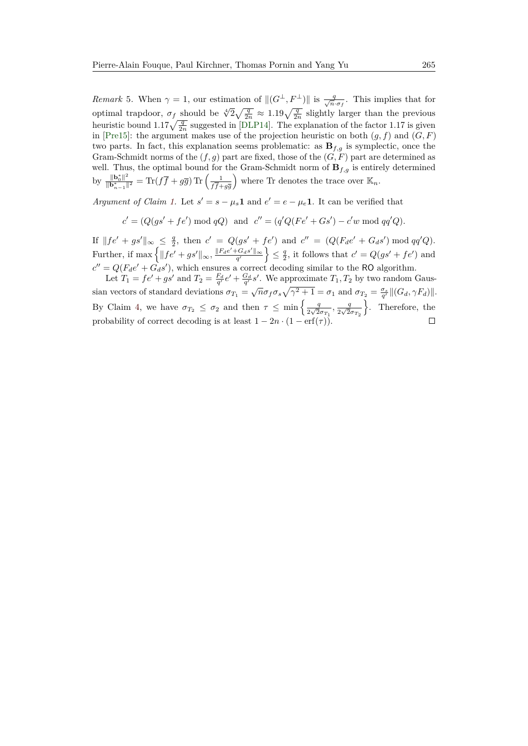*Remark* 5. When $\gamma = 1$, our estimation of $\|(G^\perp, F^\perp)\|$ is $\frac{q}{\sqrt{n}\cdot\sigma_f}$. This implies that for optimal trapdoor, $\sigma_f$ should be $\sqrt[4]{2}\sqrt{\frac{q}{2n}} \approx 1.19\sqrt{\frac{q}{2n}}$ slightly larger than the previous heuristic bound $1.17\sqrt{\frac{q}{2n}}$ suggested in [DLP14]. The explanation of the factor 1.17 is given in [Pre15]: the argument makes use of the projection heuristic on both $(g, f)$ and $(G, F)$ two parts. In fact, this explanation seems problematic: as $\mathbf{B}_{f,g}$ is symplectic, once the Gram-Schmidt norms of the $(f, g)$ part are fixed, those of the $(G, F)$ part are determined as well. Thus, the optimal bound for the Gram-Schmidt norm of $\mathbf{B}_{f,g}$ is entirely determined by $\frac{\|\mathbf{b}_0^*\|^2}{\|\mathbf{b}_{n-1}^*\|^2} = \mathrm{Tr}(f\overline{f} + g\overline{g})\,\mathrm{Tr}\left(\frac{1}{f\overline{f}+g\overline{g}}\right)$ where Tr denotes the trace over $\mathbb{K}_n$.

*Argument of Claim 1.* Let $s' = s - \mu_s\mathbf{1}$ and $e' = e - \mu_e\mathbf{1}$. It can be verified that

$$c' = (Q(gs' + fe') \bmod qQ) \quad \text{and} \quad c'' = (q'Q(Fe' + Gs') - c'w \bmod qq'Q).$$

If $\|fe' + gs'\|_\infty \leq \frac{q}{2}$, then $c' = Q(gs' + fe')$ and $c'' = (Q(F_d e' + G_d s') \bmod qq'Q)$. Further, if $\max\left\{\|fe' + gs'\|_\infty, \frac{\|F_d e' + G_d s'\|_\infty}{q'}\right\} \leq \frac{q}{2}$, it follows that $c' = Q(gs' + fe')$ and $c'' = Q(F_d e' + G_d s')$, which ensures a correct decoding similar to the RO algorithm.

Let $T_1 = fe' + gs'$ and $T_2 = \frac{F_d}{q'}e' + \frac{G_d}{q'}s'$. We approximate $T_1, T_2$ by two random Gaussian vectors of standard deviations $\sigma_{T_1} = \sqrt{n}\sigma_f\sigma_s\sqrt{\gamma^2+1} = \sigma_1$ and $\sigma_{T_2} = \frac{\sigma_s}{q'}\|(G_d, \gamma F_d)\|$. By Claim 4, we have $\sigma_{T_2} \leq \sigma_2$ and then $\tau \leq \min\left\{\frac{q}{2\sqrt{2}\sigma_{T_1}}, \frac{q}{2\sqrt{2}\sigma_{T_2}}\right\}$. Therefore, the probability of correct decoding is at least $1 - 2n\cdot(1 - \mathrm{erf}(\tau))$. ☐